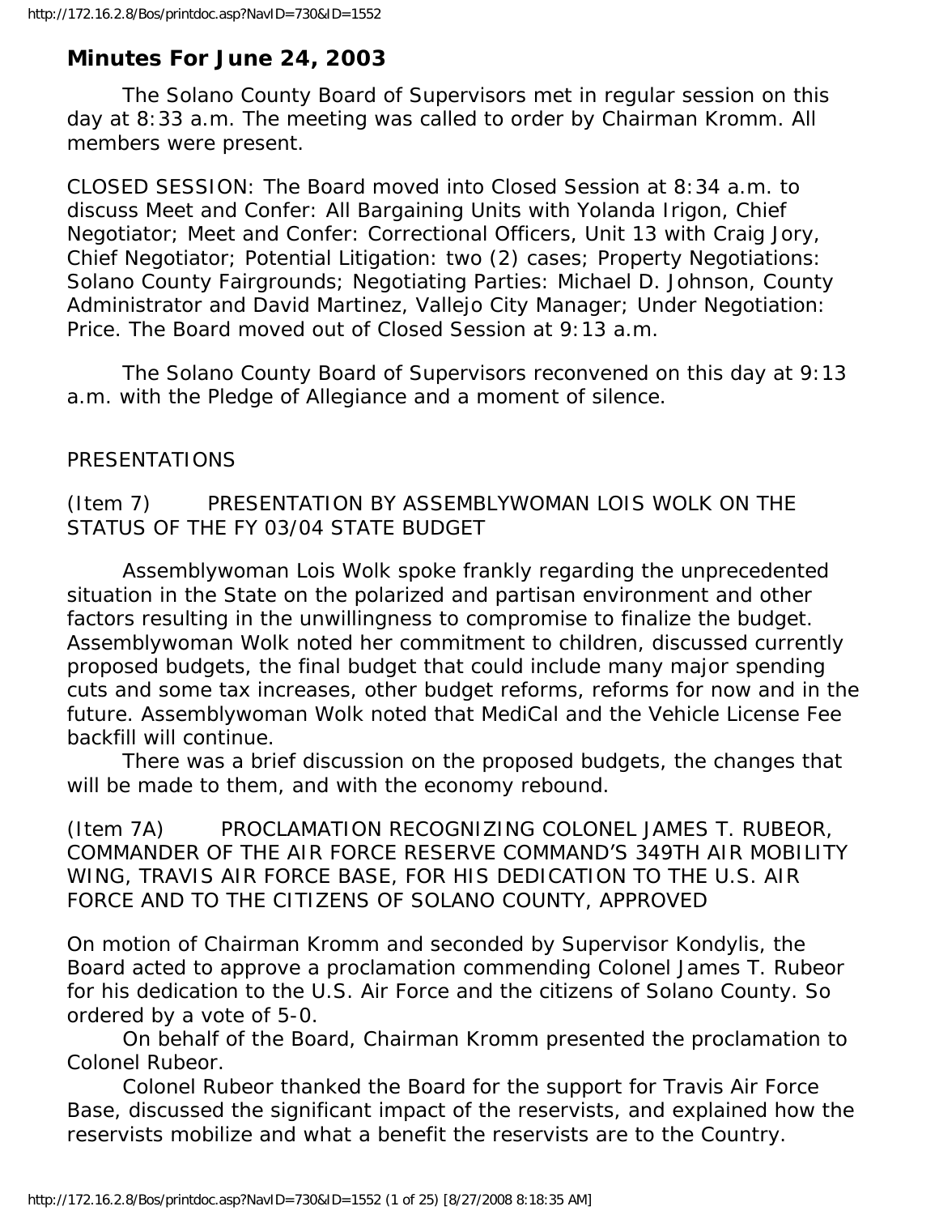# Minutes For June 24, 2003

The Solano County Board of Supervisors met in regular session on this day at 8:33 a.m. The meeting was called to order by Chairman Kromm. All members were present.

CLOSED SESSION: The Board moved into Closed Session at 8:34 a.m. to discuss Meet and Confer: All Bargaining Units with Yolanda Irigon, Chief Negotiator; Meet and Confer: Correctional Officers, Unit 13 with Craig Jory, Chief Negotiator; Potential Litigation: two (2) cases; Property Negotiations: Solano County Fairgrounds; Negotiating Parties: Michael D. Johnson, County Administrator and David Martinez, Vallejo City Manager; Under Negotiation: Price. The Board moved out of Closed Session at 9:13 a.m.

The Solano County Board of Supervisors reconvened on this day at 9:13 a.m. with the Pledge of Allegiance and a moment of silence.

PRESENTATIONS

(Item 7) PRESENTATION BY ASSEMBLYWOMAN LOIS WOLK ON THE STATUS OF THE FY 03/04 STATE BUDGET

Assemblywoman Lois Wolk spoke frankly regarding the unprecedented situation in the State on the polarized and partisan environment and other factors resulting in the unwillingness to compromise to finalize the budget. Assemblywoman Wolk noted her commitment to children, discussed currently proposed budgets, the final budget that could include many major spending cuts and some tax increases, other budget reforms, reforms for now and in the future. Assemblywoman Wolk noted that MediCal and the Vehicle License Fee backfill will continue.

There was a brief discussion on the proposed budgets, the changes that will be made to them, and with the economy rebound.

(Item 7A) PROCLAMATION RECOGNIZING COLONEL JAMES T. RUBEOR, COMMANDER OF THE AIR FORCE RESERVE COMMAND'S 349TH AIR MOBILITY WING, TRAVIS AIR FORCE BASE, FOR HIS DEDICATION TO THE U.S. AIR FORCE AND TO THE CITIZENS OF SOLANO COUNTY, APPROVED

On motion of Chairman Kromm and seconded by Supervisor Kondylis, the Board acted to approve a proclamation commending Colonel James T. Rubeor for his dedication to the U.S. Air Force and the citizens of Solano County. So ordered by a vote of 5-0.

On behalf of the Board, Chairman Kromm presented the proclamation to Colonel Rubeor.

Colonel Rubeor thanked the Board for the support for Travis Air Force Base, discussed the significant impact of the reservists, and explained how the reservists mobilize and what a benefit the reservists are to the Country.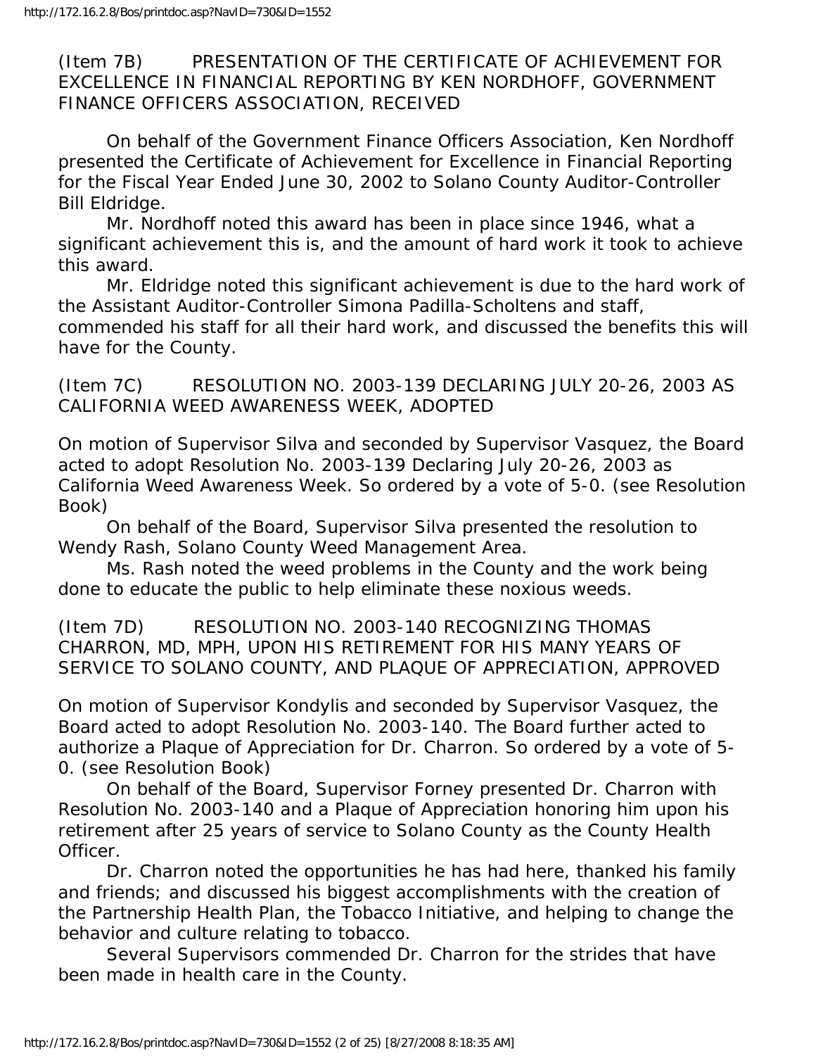(Item 7B) PRESENTATION OF THE CERTIFICATE OF ACHIEVEMENT FOR EXCELLENCE IN FINANCIAL REPORTING BY KEN NORDHOFF, GOVERNMENT FINANCE OFFICERS ASSOCIATION, RECEIVED

On behalf of the Government Finance Officers Association, Ken Nordhoff presented the Certificate of Achievement for Excellence in Financial Reporting for the Fiscal Year Ended June 30, 2002 to Solano County Auditor-Controller Bill Eldridge.

Mr. Nordhoff noted this award has been in place since 1946, what a significant achievement this is, and the amount of hard work it took to achieve this award.

Mr. Eldridge noted this significant achievement is due to the hard work of the Assistant Auditor-Controller Simona Padilla-Scholtens and staff, commended his staff for all their hard work, and discussed the benefits this will have for the County.

(Item 7C) RESOLUTION NO. 2003-139 DECLARING JULY 20-26, 2003 AS CALIFORNIA WEED AWARENESS WEEK, ADOPTED

On motion of Supervisor Silva and seconded by Supervisor Vasquez, the Board acted to adopt Resolution No. 2003-139 Declaring July 20-26, 2003 as California Weed Awareness Week. So ordered by a vote of 5-0. (see Resolution Book)

On behalf of the Board, Supervisor Silva presented the resolution to Wendy Rash, Solano County Weed Management Area.

Ms. Rash noted the weed problems in the County and the work being done to educate the public to help eliminate these noxious weeds.

(Item 7D) RESOLUTION NO. 2003-140 RECOGNIZING THOMAS CHARRON, MD, MPH, UPON HIS RETIREMENT FOR HIS MANY YEARS OF SERVICE TO SOLANO COUNTY, AND PLAQUE OF APPRECIATION, APPROVED

On motion of Supervisor Kondylis and seconded by Supervisor Vasquez, the Board acted to adopt Resolution No. 2003-140. The Board further acted to authorize a Plaque of Appreciation for Dr. Charron. So ordered by a vote of 5-0. (see Resolution Book)

On behalf of the Board, Supervisor Forney presented Dr. Charron with Resolution No. 2003-140 and a Plaque of Appreciation honoring him upon his retirement after 25 years of service to Solano County as the County Health Officer.

Dr. Charron noted the opportunities he has had here, thanked his family and friends; and discussed his biggest accomplishments with the creation of the Partnership Health Plan, the Tobacco Initiative, and helping to change the behavior and culture relating to tobacco.

Several Supervisors commended Dr. Charron for the strides that have been made in health care in the County.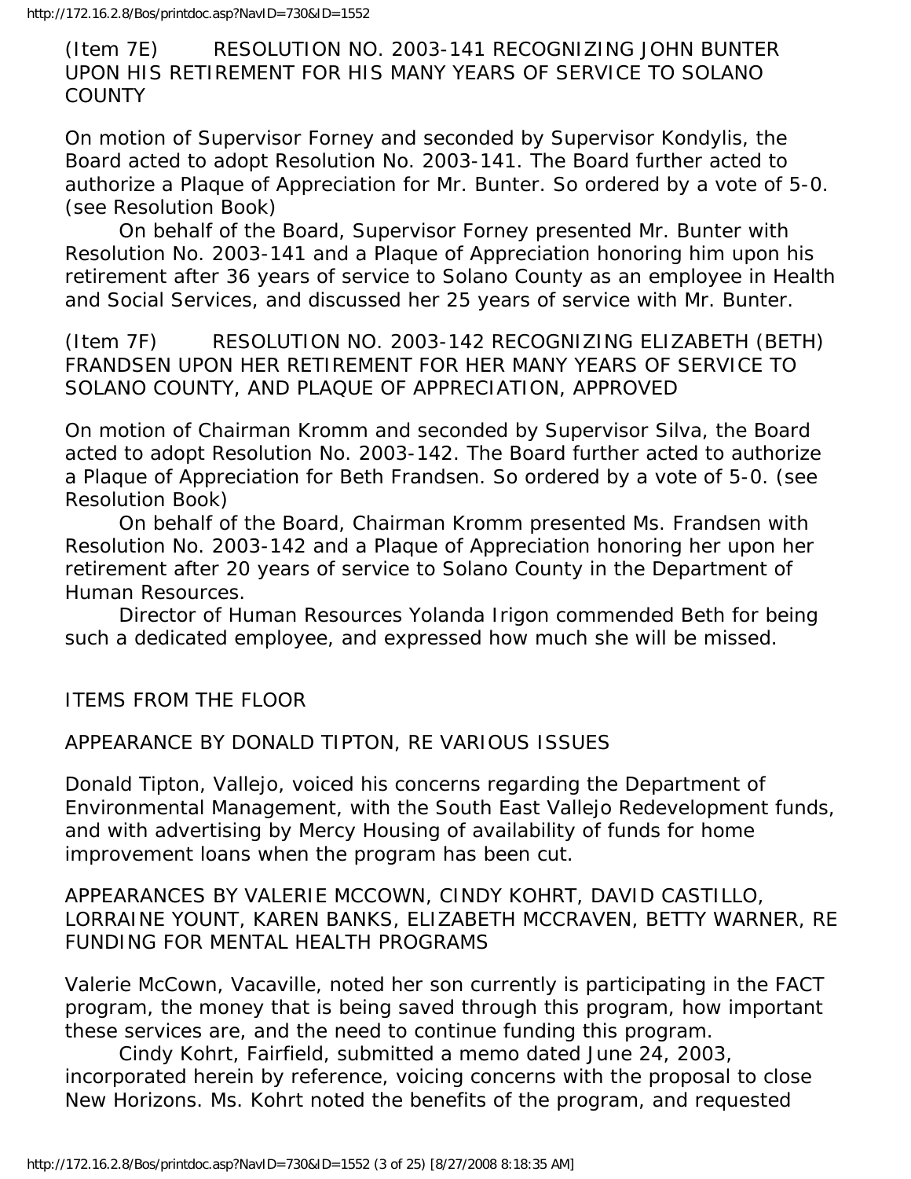(Item 7E) RESOLUTION NO. 2003-141 RECOGNIZING JOHN BUNTER UPON HIS RETIREMENT FOR HIS MANY YEARS OF SERVICE TO SOLANO COUNTY

On motion of Supervisor Forney and seconded by Supervisor Kondylis, the Board acted to adopt Resolution No. 2003-141. The Board further acted to authorize a Plaque of Appreciation for Mr. Bunter. So ordered by a vote of 5-0. (see Resolution Book)

On behalf of the Board, Supervisor Forney presented Mr. Bunter with Resolution No. 2003-141 and a Plaque of Appreciation honoring him upon his retirement after 36 years of service to Solano County as an employee in Health and Social Services, and discussed her 25 years of service with Mr. Bunter.

(Item 7F) RESOLUTION NO. 2003-142 RECOGNIZING ELIZABETH (BETH) FRANDSEN UPON HER RETIREMENT FOR HER MANY YEARS OF SERVICE TO SOLANO COUNTY, AND PLAQUE OF APPRECIATION, APPROVED

On motion of Chairman Kromm and seconded by Supervisor Silva, the Board acted to adopt Resolution No. 2003-142. The Board further acted to authorize a Plaque of Appreciation for Beth Frandsen. So ordered by a vote of 5-0. (see Resolution Book)

On behalf of the Board, Chairman Kromm presented Ms. Frandsen with Resolution No. 2003-142 and a Plaque of Appreciation honoring her upon her retirement after 20 years of service to Solano County in the Department of Human Resources.

Director of Human Resources Yolanda Irigon commended Beth for being such a dedicated employee, and expressed how much she will be missed.

ITEMS FROM THE FLOOR

APPEARANCE BY DONALD TIPTON, RE VARIOUS ISSUES

Donald Tipton, Vallejo, voiced his concerns regarding the Department of Environmental Management, with the South East Vallejo Redevelopment funds, and with advertising by Mercy Housing of availability of funds for home improvement loans when the program has been cut.

APPEARANCES BY VALERIE MCCOWN, CINDY KOHRT, DAVID CASTILLO, LORRAINE YOUNT, KAREN BANKS, ELIZABETH MCCRAVEN, BETTY WARNER, RE FUNDING FOR MENTAL HEALTH PROGRAMS

Valerie McCown, Vacaville, noted her son currently is participating in the FACT program, the money that is being saved through this program, how important these services are, and the need to continue funding this program.

Cindy Kohrt, Fairfield, submitted a memo dated June 24, 2003, incorporated herein by reference, voicing concerns with the proposal to close New Horizons. Ms. Kohrt noted the benefits of the program, and requested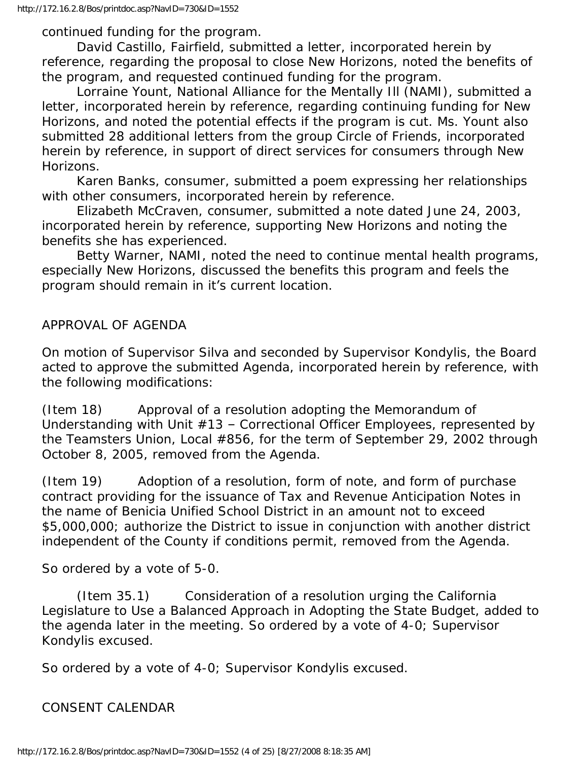continued funding for the program.

David Castillo, Fairfield, submitted a letter, incorporated herein by reference, regarding the proposal to close New Horizons, noted the benefits of the program, and requested continued funding for the program.

Lorraine Yount, National Alliance for the Mentally Ill (NAMI), submitted a letter, incorporated herein by reference, regarding continuing funding for New Horizons, and noted the potential effects if the program is cut. Ms. Yount also submitted 28 additional letters from the group Circle of Friends, incorporated herein by reference, in support of direct services for consumers through New Horizons.

Karen Banks, consumer, submitted a poem expressing her relationships with other consumers, incorporated herein by reference.

Elizabeth McCraven, consumer, submitted a note dated June 24, 2003, incorporated herein by reference, supporting New Horizons and noting the benefits she has experienced.

Betty Warner, NAMI, noted the need to continue mental health programs, especially New Horizons, discussed the benefits this program and feels the program should remain in it's current location.

## APPROVAL OF AGENDA

On motion of Supervisor Silva and seconded by Supervisor Kondylis, the Board acted to approve the submitted Agenda, incorporated herein by reference, with the following modifications:

(Item 18) Approval of a resolution adopting the Memorandum of Understanding with Unit #13 – Correctional Officer Employees, represented by the Teamsters Union, Local #856, for the term of September 29, 2002 through October 8, 2005, removed from the Agenda.

(Item 19) Adoption of a resolution, form of note, and form of purchase contract providing for the issuance of Tax and Revenue Anticipation Notes in the name of Benicia Unified School District in an amount not to exceed $5,000,000; authorize the District to issue in conjunction with another district independent of the County if conditions permit, removed from the Agenda.

So ordered by a vote of 5-0.

(Item 35.1) Consideration of a resolution urging the California Legislature to Use a Balanced Approach in Adopting the State Budget, added to the agenda later in the meeting. So ordered by a vote of 4-0; Supervisor Kondylis excused.

So ordered by a vote of 4-0; Supervisor Kondylis excused.

## CONSENT CALENDAR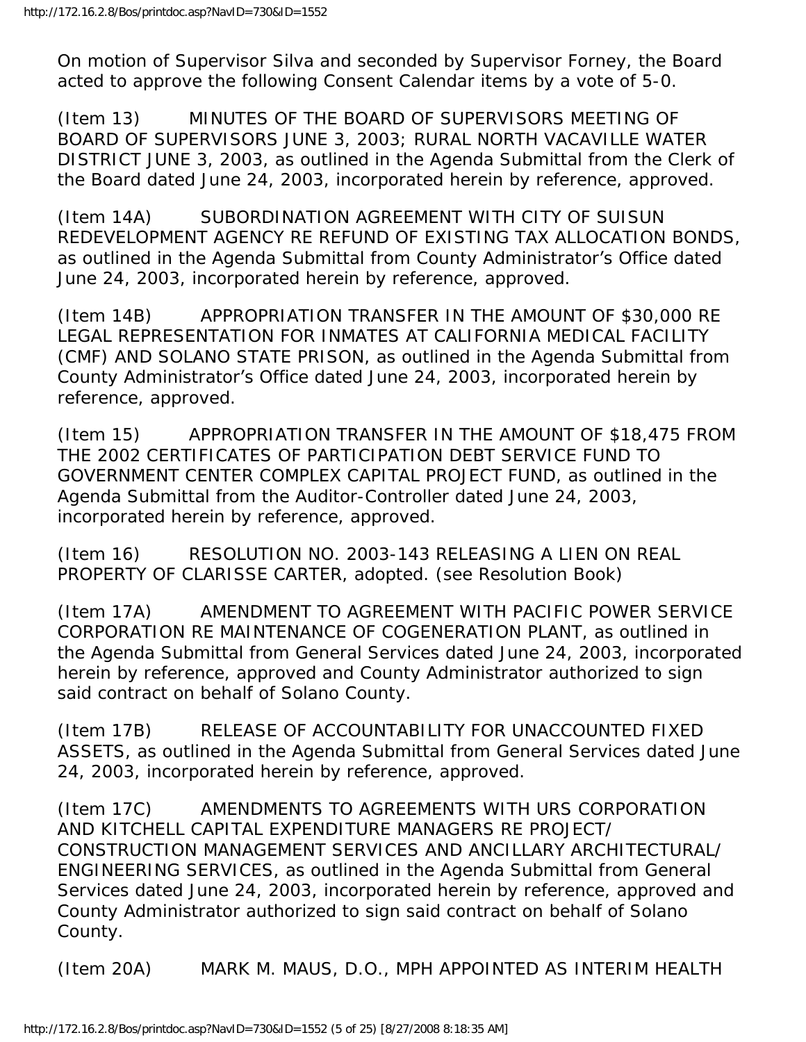On motion of Supervisor Silva and seconded by Supervisor Forney, the Board acted to approve the following Consent Calendar items by a vote of 5-0.

(Item 13) MINUTES OF THE BOARD OF SUPERVISORS MEETING OF BOARD OF SUPERVISORS JUNE 3, 2003; RURAL NORTH VACAVILLE WATER DISTRICT JUNE 3, 2003, as outlined in the Agenda Submittal from the Clerk of the Board dated June 24, 2003, incorporated herein by reference, approved.

(Item 14A) SUBORDINATION AGREEMENT WITH CITY OF SUISUN REDEVELOPMENT AGENCY RE REFUND OF EXISTING TAX ALLOCATION BONDS, as outlined in the Agenda Submittal from County Administrator's Office dated June 24, 2003, incorporated herein by reference, approved.

(Item 14B) APPROPRIATION TRANSFER IN THE AMOUNT OF $30,000 RE LEGAL REPRESENTATION FOR INMATES AT CALIFORNIA MEDICAL FACILITY (CMF) AND SOLANO STATE PRISON, as outlined in the Agenda Submittal from County Administrator's Office dated June 24, 2003, incorporated herein by reference, approved.

(Item 15) APPROPRIATION TRANSFER IN THE AMOUNT OF $18,475 FROM THE 2002 CERTIFICATES OF PARTICIPATION DEBT SERVICE FUND TO GOVERNMENT CENTER COMPLEX CAPITAL PROJECT FUND, as outlined in the Agenda Submittal from the Auditor-Controller dated June 24, 2003, incorporated herein by reference, approved.

(Item 16) RESOLUTION NO. 2003-143 RELEASING A LIEN ON REAL PROPERTY OF CLARISSE CARTER, adopted. (see Resolution Book)

(Item 17A) AMENDMENT TO AGREEMENT WITH PACIFIC POWER SERVICE CORPORATION RE MAINTENANCE OF COGENERATION PLANT, as outlined in the Agenda Submittal from General Services dated June 24, 2003, incorporated herein by reference, approved and County Administrator authorized to sign said contract on behalf of Solano County.

(Item 17B) RELEASE OF ACCOUNTABILITY FOR UNACCOUNTED FIXED ASSETS, as outlined in the Agenda Submittal from General Services dated June 24, 2003, incorporated herein by reference, approved.

(Item 17C) AMENDMENTS TO AGREEMENTS WITH URS CORPORATION AND KITCHELL CAPITAL EXPENDITURE MANAGERS RE PROJECT/ CONSTRUCTION MANAGEMENT SERVICES AND ANCILLARY ARCHITECTURAL/ ENGINEERING SERVICES, as outlined in the Agenda Submittal from General Services dated June 24, 2003, incorporated herein by reference, approved and County Administrator authorized to sign said contract on behalf of Solano County.

(Item 20A) MARK M. MAUS, D.O., MPH APPOINTED AS INTERIM HEALTH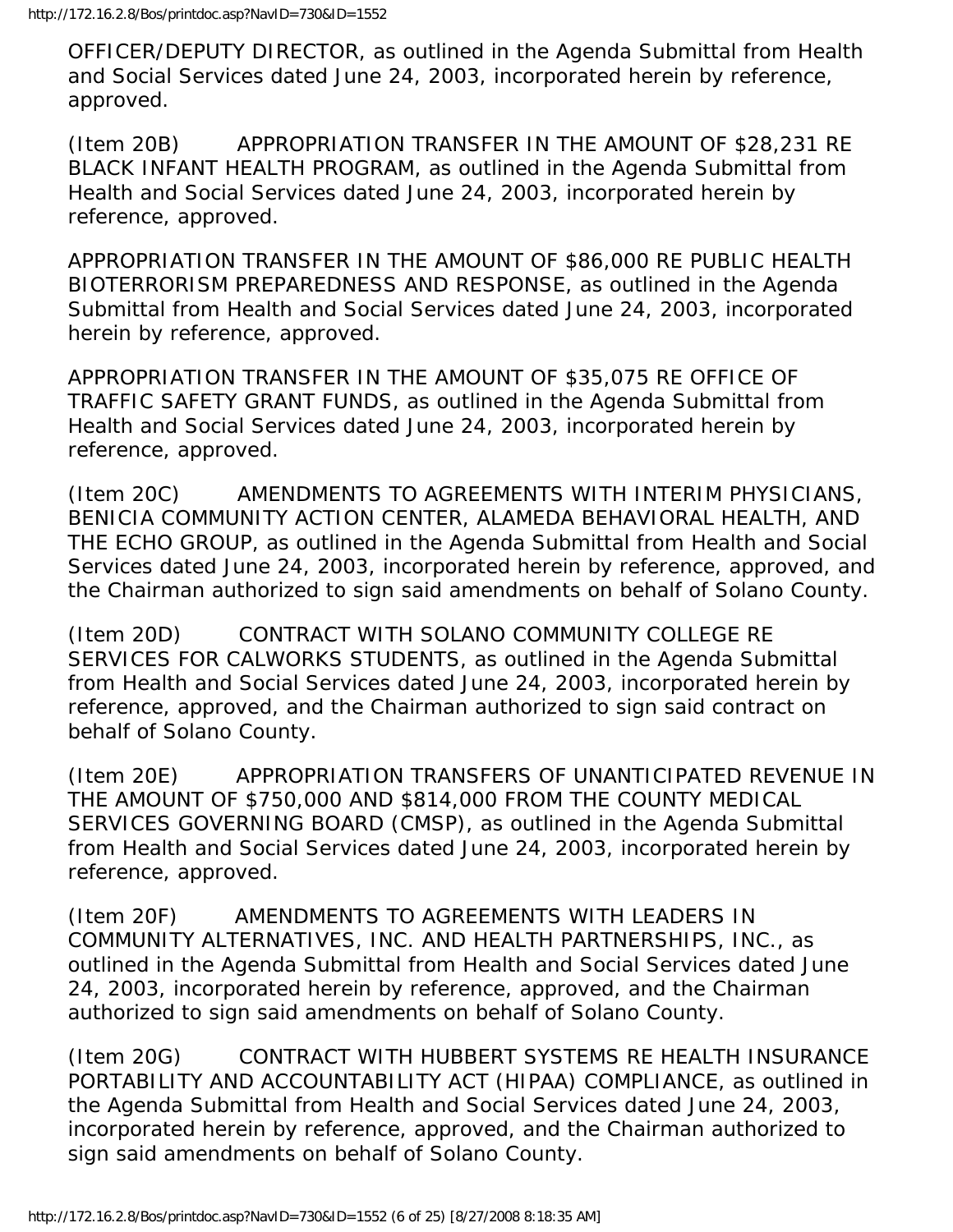OFFICER/DEPUTY DIRECTOR, as outlined in the Agenda Submittal from Health and Social Services dated June 24, 2003, incorporated herein by reference, approved.

(Item 20B) APPROPRIATION TRANSFER IN THE AMOUNT OF $28,231 RE BLACK INFANT HEALTH PROGRAM, as outlined in the Agenda Submittal from Health and Social Services dated June 24, 2003, incorporated herein by reference, approved.

APPROPRIATION TRANSFER IN THE AMOUNT OF $86,000 RE PUBLIC HEALTH BIOTERRORISM PREPAREDNESS AND RESPONSE, as outlined in the Agenda Submittal from Health and Social Services dated June 24, 2003, incorporated herein by reference, approved.

APPROPRIATION TRANSFER IN THE AMOUNT OF $35,075 RE OFFICE OF TRAFFIC SAFETY GRANT FUNDS, as outlined in the Agenda Submittal from Health and Social Services dated June 24, 2003, incorporated herein by reference, approved.

(Item 20C) AMENDMENTS TO AGREEMENTS WITH INTERIM PHYSICIANS, BENICIA COMMUNITY ACTION CENTER, ALAMEDA BEHAVIORAL HEALTH, AND THE ECHO GROUP, as outlined in the Agenda Submittal from Health and Social Services dated June 24, 2003, incorporated herein by reference, approved, and the Chairman authorized to sign said amendments on behalf of Solano County.

(Item 20D) CONTRACT WITH SOLANO COMMUNITY COLLEGE RE SERVICES FOR CALWORKS STUDENTS, as outlined in the Agenda Submittal from Health and Social Services dated June 24, 2003, incorporated herein by reference, approved, and the Chairman authorized to sign said contract on behalf of Solano County.

(Item 20E) APPROPRIATION TRANSFERS OF UNANTICIPATED REVENUE IN THE AMOUNT OF $750,000 AND $814,000 FROM THE COUNTY MEDICAL SERVICES GOVERNING BOARD (CMSP), as outlined in the Agenda Submittal from Health and Social Services dated June 24, 2003, incorporated herein by reference, approved.

(Item 20F) AMENDMENTS TO AGREEMENTS WITH LEADERS IN COMMUNITY ALTERNATIVES, INC. AND HEALTH PARTNERSHIPS, INC., as outlined in the Agenda Submittal from Health and Social Services dated June 24, 2003, incorporated herein by reference, approved, and the Chairman authorized to sign said amendments on behalf of Solano County.

(Item 20G) CONTRACT WITH HUBBERT SYSTEMS RE HEALTH INSURANCE PORTABILITY AND ACCOUNTABILITY ACT (HIPAA) COMPLIANCE, as outlined in the Agenda Submittal from Health and Social Services dated June 24, 2003, incorporated herein by reference, approved, and the Chairman authorized to sign said amendments on behalf of Solano County.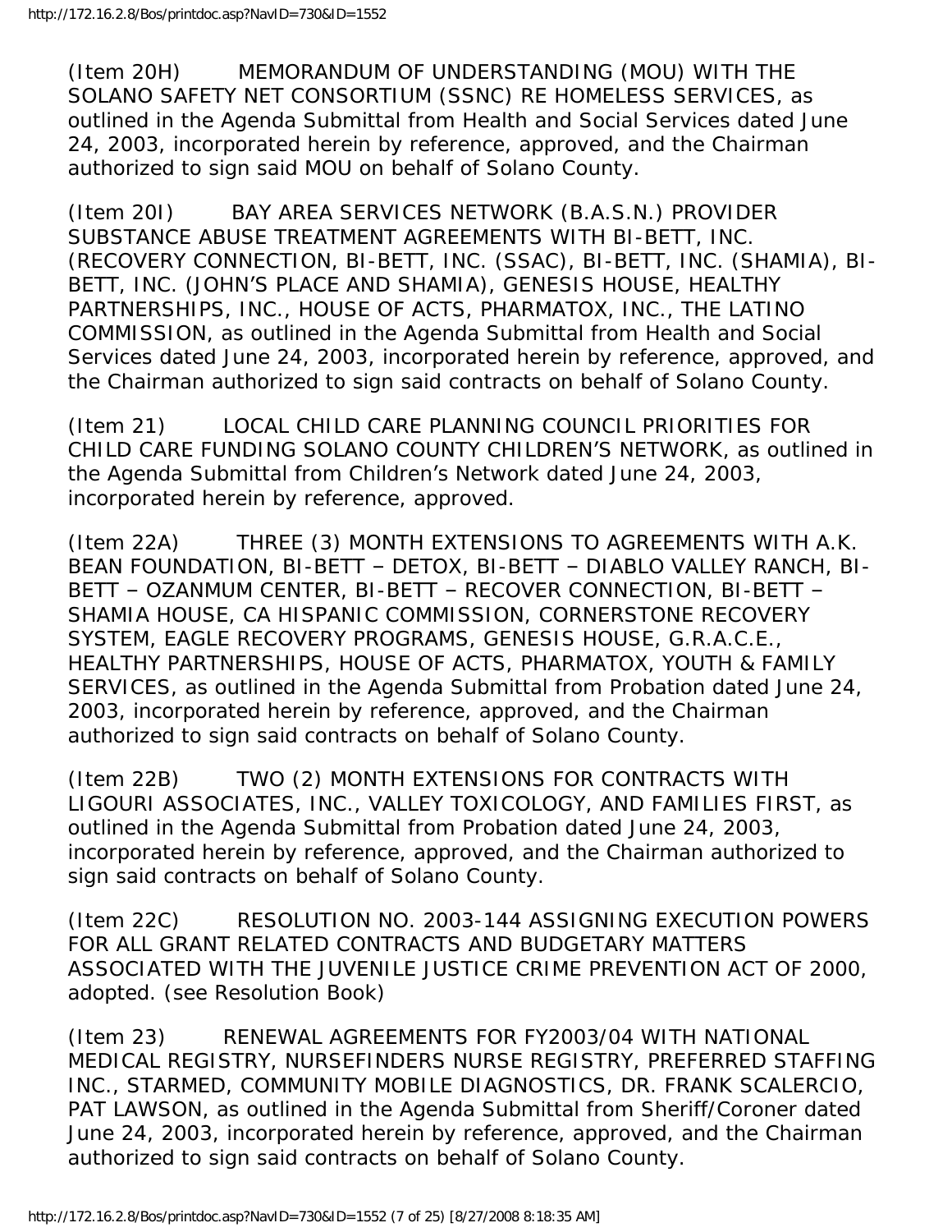(Item 20H) MEMORANDUM OF UNDERSTANDING (MOU) WITH THE SOLANO SAFETY NET CONSORTIUM (SSNC) RE HOMELESS SERVICES, as outlined in the Agenda Submittal from Health and Social Services dated June 24, 2003, incorporated herein by reference, approved, and the Chairman authorized to sign said MOU on behalf of Solano County.

(Item 20I) BAY AREA SERVICES NETWORK (B.A.S.N.) PROVIDER SUBSTANCE ABUSE TREATMENT AGREEMENTS WITH BI-BETT, INC. (RECOVERY CONNECTION, BI-BETT, INC. (SSAC), BI-BETT, INC. (SHAMIA), BI-BETT, INC. (JOHN'S PLACE AND SHAMIA), GENESIS HOUSE, HEALTHY PARTNERSHIPS, INC., HOUSE OF ACTS, PHARMATOX, INC., THE LATINO COMMISSION, as outlined in the Agenda Submittal from Health and Social Services dated June 24, 2003, incorporated herein by reference, approved, and the Chairman authorized to sign said contracts on behalf of Solano County.

(Item 21) LOCAL CHILD CARE PLANNING COUNCIL PRIORITIES FOR CHILD CARE FUNDING SOLANO COUNTY CHILDREN'S NETWORK, as outlined in the Agenda Submittal from Children's Network dated June 24, 2003, incorporated herein by reference, approved.

(Item 22A) THREE (3) MONTH EXTENSIONS TO AGREEMENTS WITH A.K. BEAN FOUNDATION, BI-BETT – DETOX, BI-BETT – DIABLO VALLEY RANCH, BI-BETT – OZANMUM CENTER, BI-BETT – RECOVER CONNECTION, BI-BETT – SHAMIA HOUSE, CA HISPANIC COMMISSION, CORNERSTONE RECOVERY SYSTEM, EAGLE RECOVERY PROGRAMS, GENESIS HOUSE, G.R.A.C.E., HEALTHY PARTNERSHIPS, HOUSE OF ACTS, PHARMATOX, YOUTH & FAMILY SERVICES, as outlined in the Agenda Submittal from Probation dated June 24, 2003, incorporated herein by reference, approved, and the Chairman authorized to sign said contracts on behalf of Solano County.

(Item 22B) TWO (2) MONTH EXTENSIONS FOR CONTRACTS WITH LIGOURI ASSOCIATES, INC., VALLEY TOXICOLOGY, AND FAMILIES FIRST, as outlined in the Agenda Submittal from Probation dated June 24, 2003, incorporated herein by reference, approved, and the Chairman authorized to sign said contracts on behalf of Solano County.

(Item 22C) RESOLUTION NO. 2003-144 ASSIGNING EXECUTION POWERS FOR ALL GRANT RELATED CONTRACTS AND BUDGETARY MATTERS ASSOCIATED WITH THE JUVENILE JUSTICE CRIME PREVENTION ACT OF 2000, adopted. (see Resolution Book)

(Item 23) RENEWAL AGREEMENTS FOR FY2003/04 WITH NATIONAL MEDICAL REGISTRY, NURSEFINDERS NURSE REGISTRY, PREFERRED STAFFING INC., STARMED, COMMUNITY MOBILE DIAGNOSTICS, DR. FRANK SCALERCIO, PAT LAWSON, as outlined in the Agenda Submittal from Sheriff/Coroner dated June 24, 2003, incorporated herein by reference, approved, and the Chairman authorized to sign said contracts on behalf of Solano County.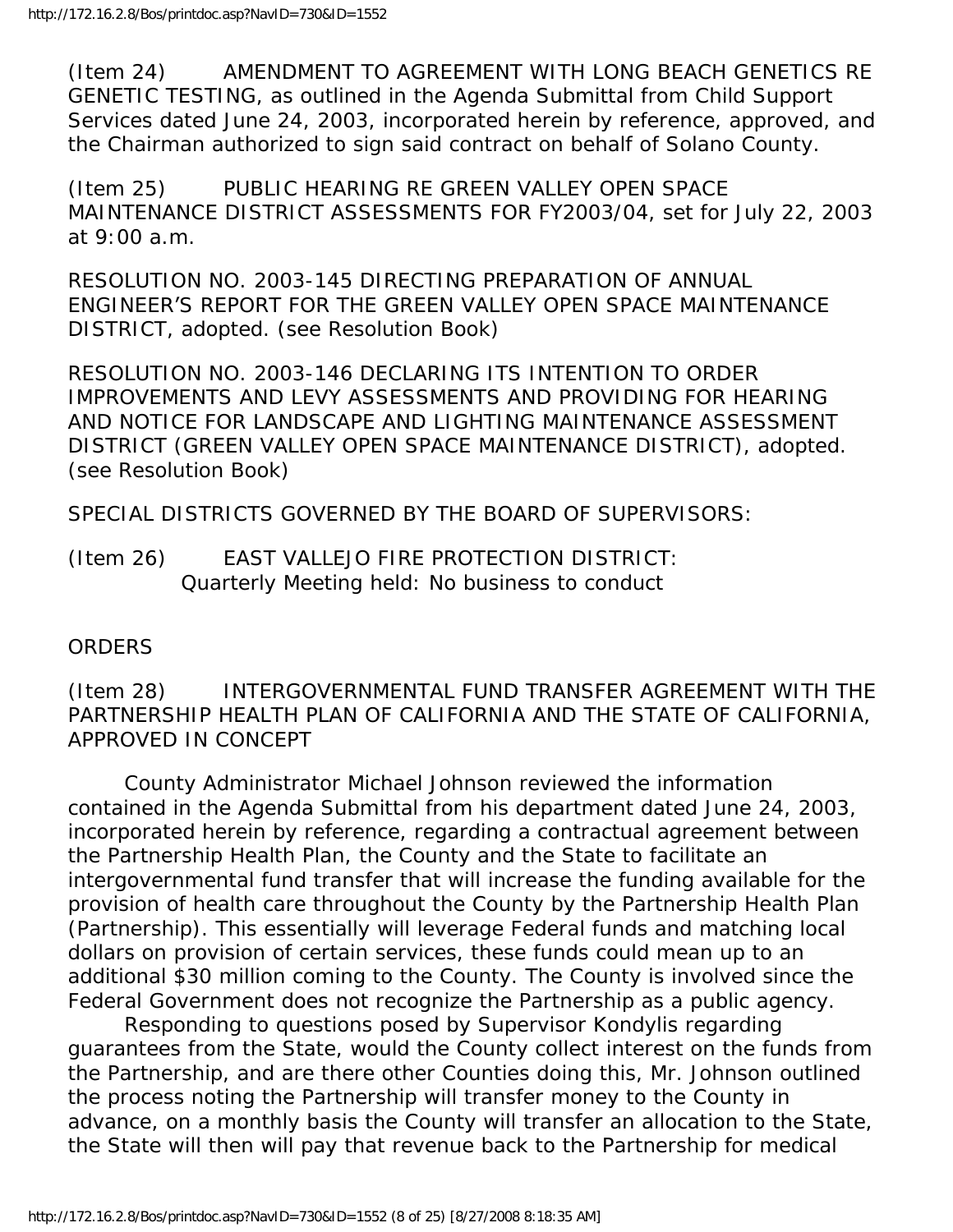(Item 24) AMENDMENT TO AGREEMENT WITH LONG BEACH GENETICS RE GENETIC TESTING, as outlined in the Agenda Submittal from Child Support Services dated June 24, 2003, incorporated herein by reference, approved, and the Chairman authorized to sign said contract on behalf of Solano County.

(Item 25) PUBLIC HEARING RE GREEN VALLEY OPEN SPACE MAINTENANCE DISTRICT ASSESSMENTS FOR FY2003/04, set for July 22, 2003 at 9:00 a.m.

RESOLUTION NO. 2003-145 DIRECTING PREPARATION OF ANNUAL ENGINEER'S REPORT FOR THE GREEN VALLEY OPEN SPACE MAINTENANCE DISTRICT, adopted. (see Resolution Book)

RESOLUTION NO. 2003-146 DECLARING ITS INTENTION TO ORDER IMPROVEMENTS AND LEVY ASSESSMENTS AND PROVIDING FOR HEARING AND NOTICE FOR LANDSCAPE AND LIGHTING MAINTENANCE ASSESSMENT DISTRICT (GREEN VALLEY OPEN SPACE MAINTENANCE DISTRICT), adopted. (see Resolution Book)

SPECIAL DISTRICTS GOVERNED BY THE BOARD OF SUPERVISORS:

(Item 26) EAST VALLEJO FIRE PROTECTION DISTRICT:
Quarterly Meeting held: No business to conduct

ORDERS

(Item 28) INTERGOVERNMENTAL FUND TRANSFER AGREEMENT WITH THE PARTNERSHIP HEALTH PLAN OF CALIFORNIA AND THE STATE OF CALIFORNIA, APPROVED IN CONCEPT

County Administrator Michael Johnson reviewed the information contained in the Agenda Submittal from his department dated June 24, 2003, incorporated herein by reference, regarding a contractual agreement between the Partnership Health Plan, the County and the State to facilitate an intergovernmental fund transfer that will increase the funding available for the provision of health care throughout the County by the Partnership Health Plan (Partnership). This essentially will leverage Federal funds and matching local dollars on provision of certain services, these funds could mean up to an additional $30 million coming to the County. The County is involved since the Federal Government does not recognize the Partnership as a public agency.

Responding to questions posed by Supervisor Kondylis regarding guarantees from the State, would the County collect interest on the funds from the Partnership, and are there other Counties doing this, Mr. Johnson outlined the process noting the Partnership will transfer money to the County in advance, on a monthly basis the County will transfer an allocation to the State, the State will then will pay that revenue back to the Partnership for medical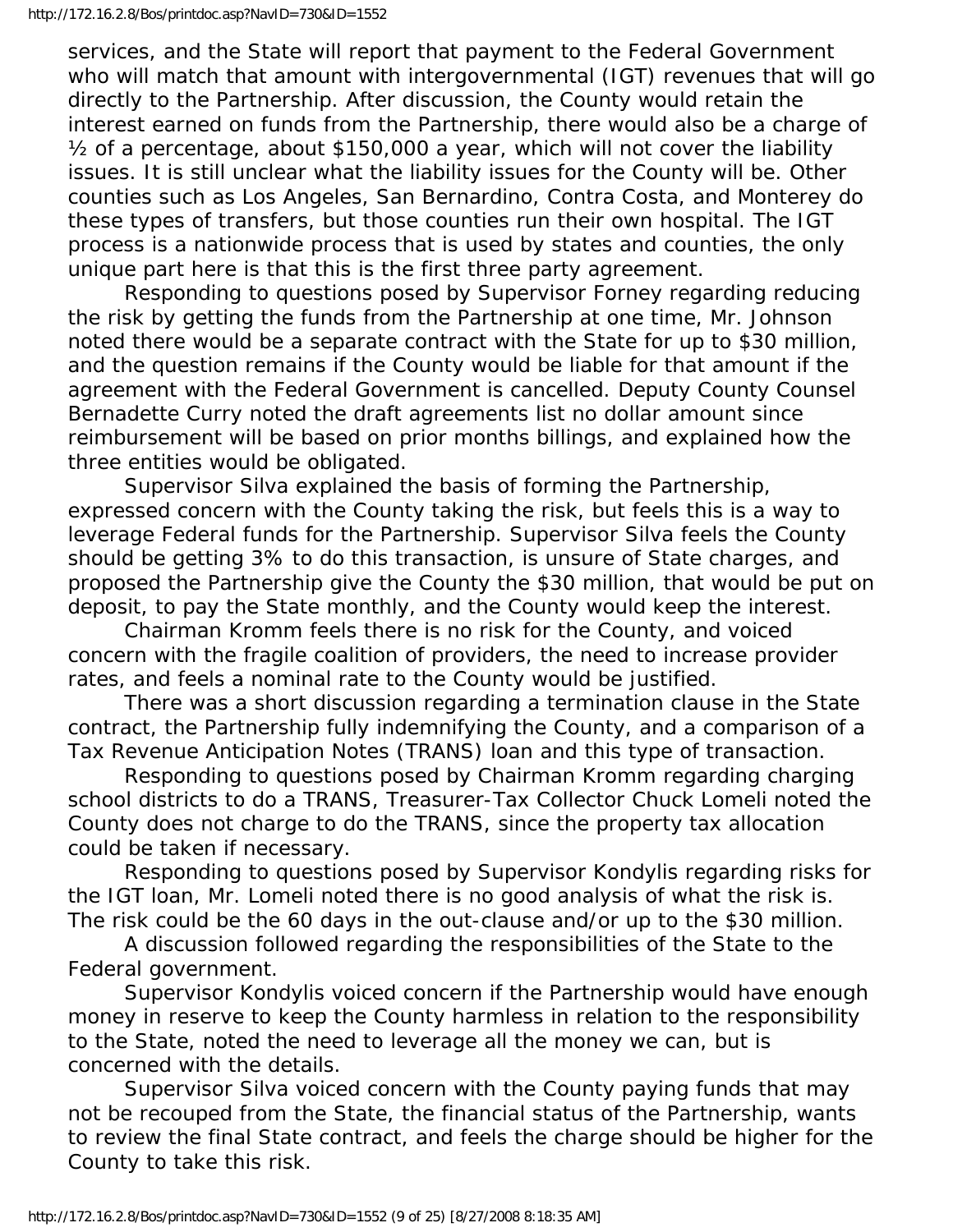services, and the State will report that payment to the Federal Government who will match that amount with intergovernmental (IGT) revenues that will go directly to the Partnership. After discussion, the County would retain the interest earned on funds from the Partnership, there would also be a charge of ½ of a percentage, about $150,000 a year, which will not cover the liability issues. It is still unclear what the liability issues for the County will be. Other counties such as Los Angeles, San Bernardino, Contra Costa, and Monterey do these types of transfers, but those counties run their own hospital. The IGT process is a nationwide process that is used by states and counties, the only unique part here is that this is the first three party agreement.

Responding to questions posed by Supervisor Forney regarding reducing the risk by getting the funds from the Partnership at one time, Mr. Johnson noted there would be a separate contract with the State for up to $30 million, and the question remains if the County would be liable for that amount if the agreement with the Federal Government is cancelled. Deputy County Counsel Bernadette Curry noted the draft agreements list no dollar amount since reimbursement will be based on prior months billings, and explained how the three entities would be obligated.

Supervisor Silva explained the basis of forming the Partnership, expressed concern with the County taking the risk, but feels this is a way to leverage Federal funds for the Partnership. Supervisor Silva feels the County should be getting 3% to do this transaction, is unsure of State charges, and proposed the Partnership give the County the $30 million, that would be put on deposit, to pay the State monthly, and the County would keep the interest.

Chairman Kromm feels there is no risk for the County, and voiced concern with the fragile coalition of providers, the need to increase provider rates, and feels a nominal rate to the County would be justified.

There was a short discussion regarding a termination clause in the State contract, the Partnership fully indemnifying the County, and a comparison of a Tax Revenue Anticipation Notes (TRANS) loan and this type of transaction.

Responding to questions posed by Chairman Kromm regarding charging school districts to do a TRANS, Treasurer-Tax Collector Chuck Lomeli noted the County does not charge to do the TRANS, since the property tax allocation could be taken if necessary.

Responding to questions posed by Supervisor Kondylis regarding risks for the IGT loan, Mr. Lomeli noted there is no good analysis of what the risk is. The risk could be the 60 days in the out-clause and/or up to the $30 million.

A discussion followed regarding the responsibilities of the State to the Federal government.

Supervisor Kondylis voiced concern if the Partnership would have enough money in reserve to keep the County harmless in relation to the responsibility to the State, noted the need to leverage all the money we can, but is concerned with the details.

Supervisor Silva voiced concern with the County paying funds that may not be recouped from the State, the financial status of the Partnership, wants to review the final State contract, and feels the charge should be higher for the County to take this risk.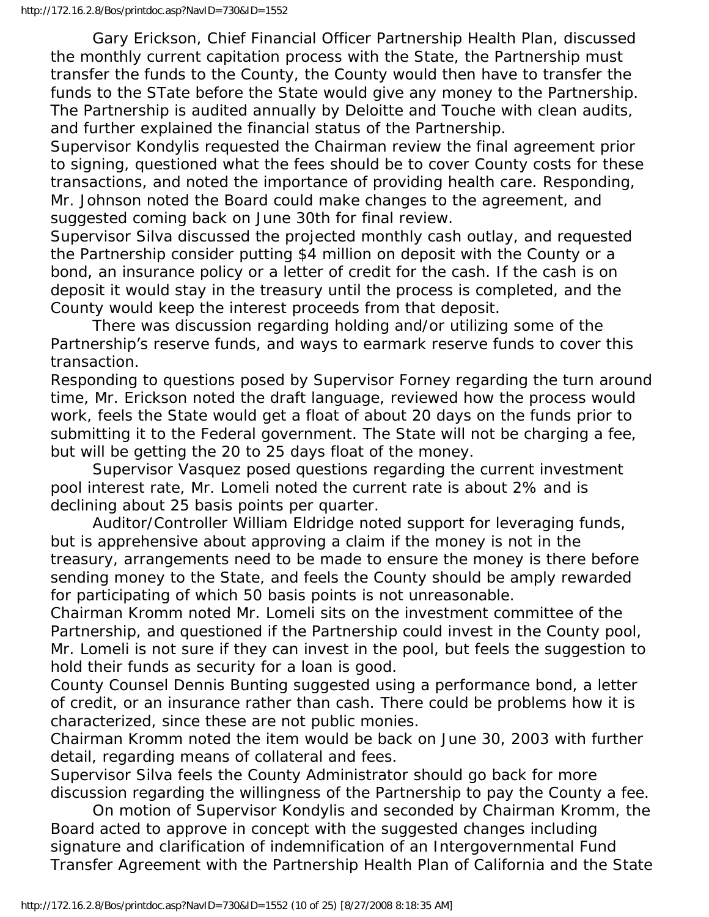Gary Erickson, Chief Financial Officer Partnership Health Plan, discussed the monthly current capitation process with the State, the Partnership must transfer the funds to the County, the County would then have to transfer the funds to the STate before the State would give any money to the Partnership. The Partnership is audited annually by Deloitte and Touche with clean audits, and further explained the financial status of the Partnership.

Supervisor Kondylis requested the Chairman review the final agreement prior to signing, questioned what the fees should be to cover County costs for these transactions, and noted the importance of providing health care. Responding, Mr. Johnson noted the Board could make changes to the agreement, and suggested coming back on June 30th for final review.

Supervisor Silva discussed the projected monthly cash outlay, and requested the Partnership consider putting $4 million on deposit with the County or a bond, an insurance policy or a letter of credit for the cash. If the cash is on deposit it would stay in the treasury until the process is completed, and the County would keep the interest proceeds from that deposit.

There was discussion regarding holding and/or utilizing some of the Partnership's reserve funds, and ways to earmark reserve funds to cover this transaction.

Responding to questions posed by Supervisor Forney regarding the turn around time, Mr. Erickson noted the draft language, reviewed how the process would work, feels the State would get a float of about 20 days on the funds prior to submitting it to the Federal government. The State will not be charging a fee, but will be getting the 20 to 25 days float of the money.

Supervisor Vasquez posed questions regarding the current investment pool interest rate, Mr. Lomeli noted the current rate is about 2% and is declining about 25 basis points per quarter.

Auditor/Controller William Eldridge noted support for leveraging funds, but is apprehensive about approving a claim if the money is not in the treasury, arrangements need to be made to ensure the money is there before sending money to the State, and feels the County should be amply rewarded for participating of which 50 basis points is not unreasonable.

Chairman Kromm noted Mr. Lomeli sits on the investment committee of the Partnership, and questioned if the Partnership could invest in the County pool, Mr. Lomeli is not sure if they can invest in the pool, but feels the suggestion to hold their funds as security for a loan is good.

County Counsel Dennis Bunting suggested using a performance bond, a letter of credit, or an insurance rather than cash. There could be problems how it is characterized, since these are not public monies.

Chairman Kromm noted the item would be back on June 30, 2003 with further detail, regarding means of collateral and fees.

Supervisor Silva feels the County Administrator should go back for more discussion regarding the willingness of the Partnership to pay the County a fee.

On motion of Supervisor Kondylis and seconded by Chairman Kromm, the Board acted to approve in concept with the suggested changes including signature and clarification of indemnification of an Intergovernmental Fund Transfer Agreement with the Partnership Health Plan of California and the State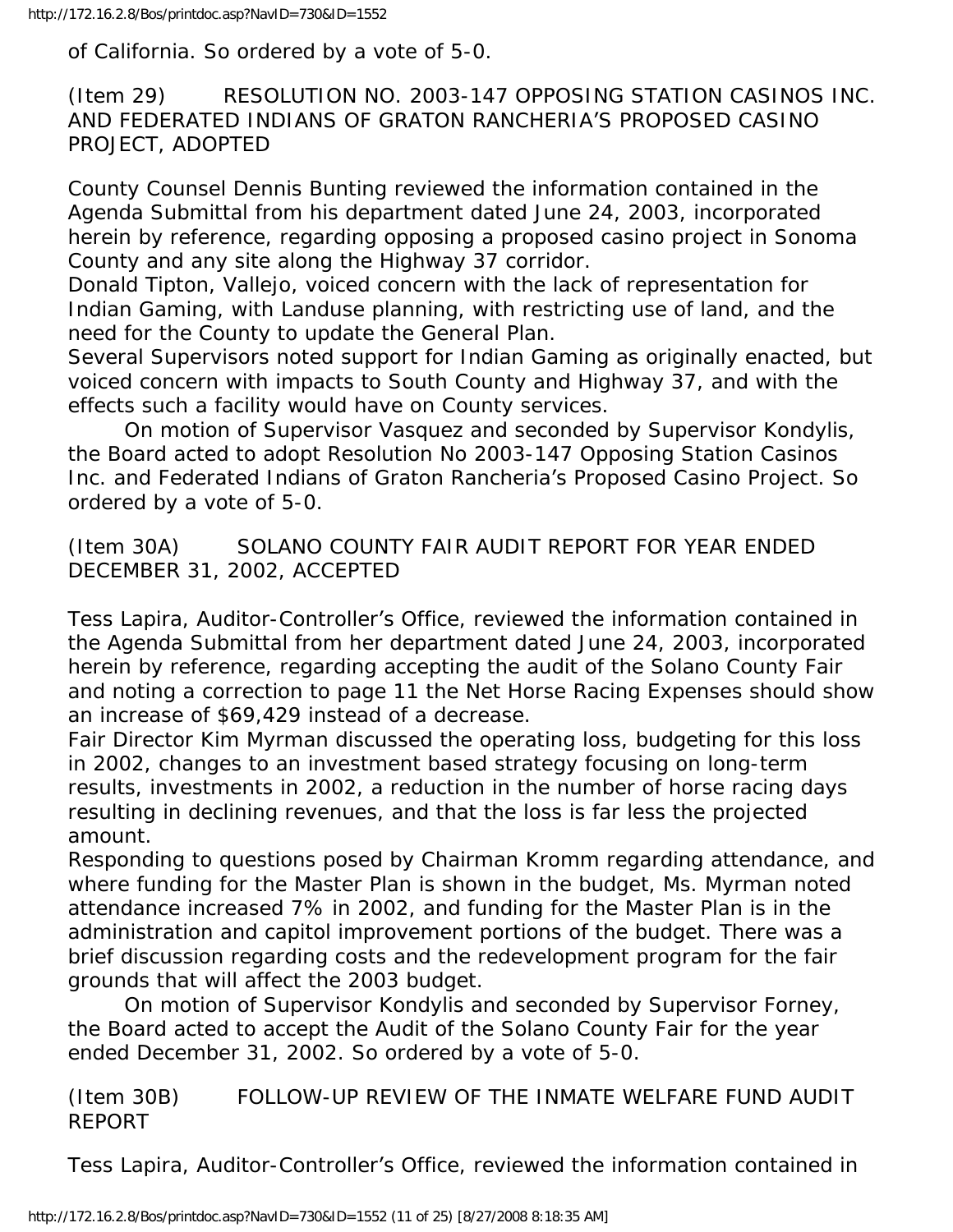of California. So ordered by a vote of 5-0.

(Item 29) RESOLUTION NO. 2003-147 OPPOSING STATION CASINOS INC. AND FEDERATED INDIANS OF GRATON RANCHERIA'S PROPOSED CASINO PROJECT, ADOPTED

County Counsel Dennis Bunting reviewed the information contained in the Agenda Submittal from his department dated June 24, 2003, incorporated herein by reference, regarding opposing a proposed casino project in Sonoma County and any site along the Highway 37 corridor.
Donald Tipton, Vallejo, voiced concern with the lack of representation for Indian Gaming, with Landuse planning, with restricting use of land, and the need for the County to update the General Plan.
Several Supervisors noted support for Indian Gaming as originally enacted, but voiced concern with impacts to South County and Highway 37, and with the effects such a facility would have on County services.

On motion of Supervisor Vasquez and seconded by Supervisor Kondylis, the Board acted to adopt Resolution No 2003-147 Opposing Station Casinos Inc. and Federated Indians of Graton Rancheria's Proposed Casino Project. So ordered by a vote of 5-0.

(Item 30A) SOLANO COUNTY FAIR AUDIT REPORT FOR YEAR ENDED DECEMBER 31, 2002, ACCEPTED

Tess Lapira, Auditor-Controller's Office, reviewed the information contained in the Agenda Submittal from her department dated June 24, 2003, incorporated herein by reference, regarding accepting the audit of the Solano County Fair and noting a correction to page 11 the Net Horse Racing Expenses should show an increase of $69,429 instead of a decrease.
Fair Director Kim Myrman discussed the operating loss, budgeting for this loss in 2002, changes to an investment based strategy focusing on long-term results, investments in 2002, a reduction in the number of horse racing days resulting in declining revenues, and that the loss is far less the projected amount.
Responding to questions posed by Chairman Kromm regarding attendance, and where funding for the Master Plan is shown in the budget, Ms. Myrman noted attendance increased 7% in 2002, and funding for the Master Plan is in the administration and capitol improvement portions of the budget. There was a brief discussion regarding costs and the redevelopment program for the fair grounds that will affect the 2003 budget.

On motion of Supervisor Kondylis and seconded by Supervisor Forney, the Board acted to accept the Audit of the Solano County Fair for the year ended December 31, 2002. So ordered by a vote of 5-0.

(Item 30B) FOLLOW-UP REVIEW OF THE INMATE WELFARE FUND AUDIT REPORT

Tess Lapira, Auditor-Controller's Office, reviewed the information contained in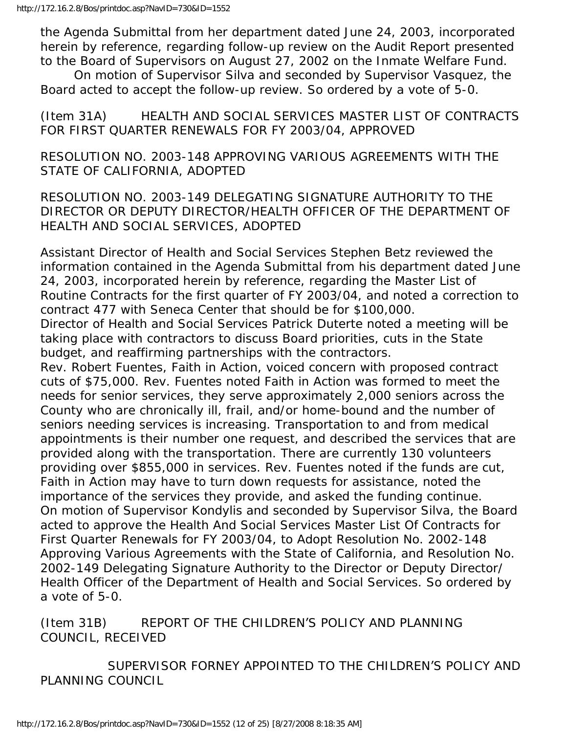the Agenda Submittal from her department dated June 24, 2003, incorporated herein by reference, regarding follow-up review on the Audit Report presented to the Board of Supervisors on August 27, 2002 on the Inmate Welfare Fund.

On motion of Supervisor Silva and seconded by Supervisor Vasquez, the Board acted to accept the follow-up review. So ordered by a vote of 5-0.

(Item 31A) HEALTH AND SOCIAL SERVICES MASTER LIST OF CONTRACTS FOR FIRST QUARTER RENEWALS FOR FY 2003/04, APPROVED

RESOLUTION NO. 2003-148 APPROVING VARIOUS AGREEMENTS WITH THE STATE OF CALIFORNIA, ADOPTED

RESOLUTION NO. 2003-149 DELEGATING SIGNATURE AUTHORITY TO THE DIRECTOR OR DEPUTY DIRECTOR/HEALTH OFFICER OF THE DEPARTMENT OF HEALTH AND SOCIAL SERVICES, ADOPTED

Assistant Director of Health and Social Services Stephen Betz reviewed the information contained in the Agenda Submittal from his department dated June 24, 2003, incorporated herein by reference, regarding the Master List of Routine Contracts for the first quarter of FY 2003/04, and noted a correction to contract 477 with Seneca Center that should be for $100,000.

Director of Health and Social Services Patrick Duterte noted a meeting will be taking place with contractors to discuss Board priorities, cuts in the State budget, and reaffirming partnerships with the contractors.

Rev. Robert Fuentes, Faith in Action, voiced concern with proposed contract cuts of $75,000. Rev. Fuentes noted Faith in Action was formed to meet the needs for senior services, they serve approximately 2,000 seniors across the County who are chronically ill, frail, and/or home-bound and the number of seniors needing services is increasing. Transportation to and from medical appointments is their number one request, and described the services that are provided along with the transportation. There are currently 130 volunteers providing over $855,000 in services. Rev. Fuentes noted if the funds are cut, Faith in Action may have to turn down requests for assistance, noted the importance of the services they provide, and asked the funding continue.

On motion of Supervisor Kondylis and seconded by Supervisor Silva, the Board acted to approve the Health And Social Services Master List Of Contracts for First Quarter Renewals for FY 2003/04, to Adopt Resolution No. 2002-148 Approving Various Agreements with the State of California, and Resolution No. 2002-149 Delegating Signature Authority to the Director or Deputy Director/ Health Officer of the Department of Health and Social Services. So ordered by a vote of 5-0.

(Item 31B) REPORT OF THE CHILDREN'S POLICY AND PLANNING COUNCIL, RECEIVED

SUPERVISOR FORNEY APPOINTED TO THE CHILDREN'S POLICY AND PLANNING COUNCIL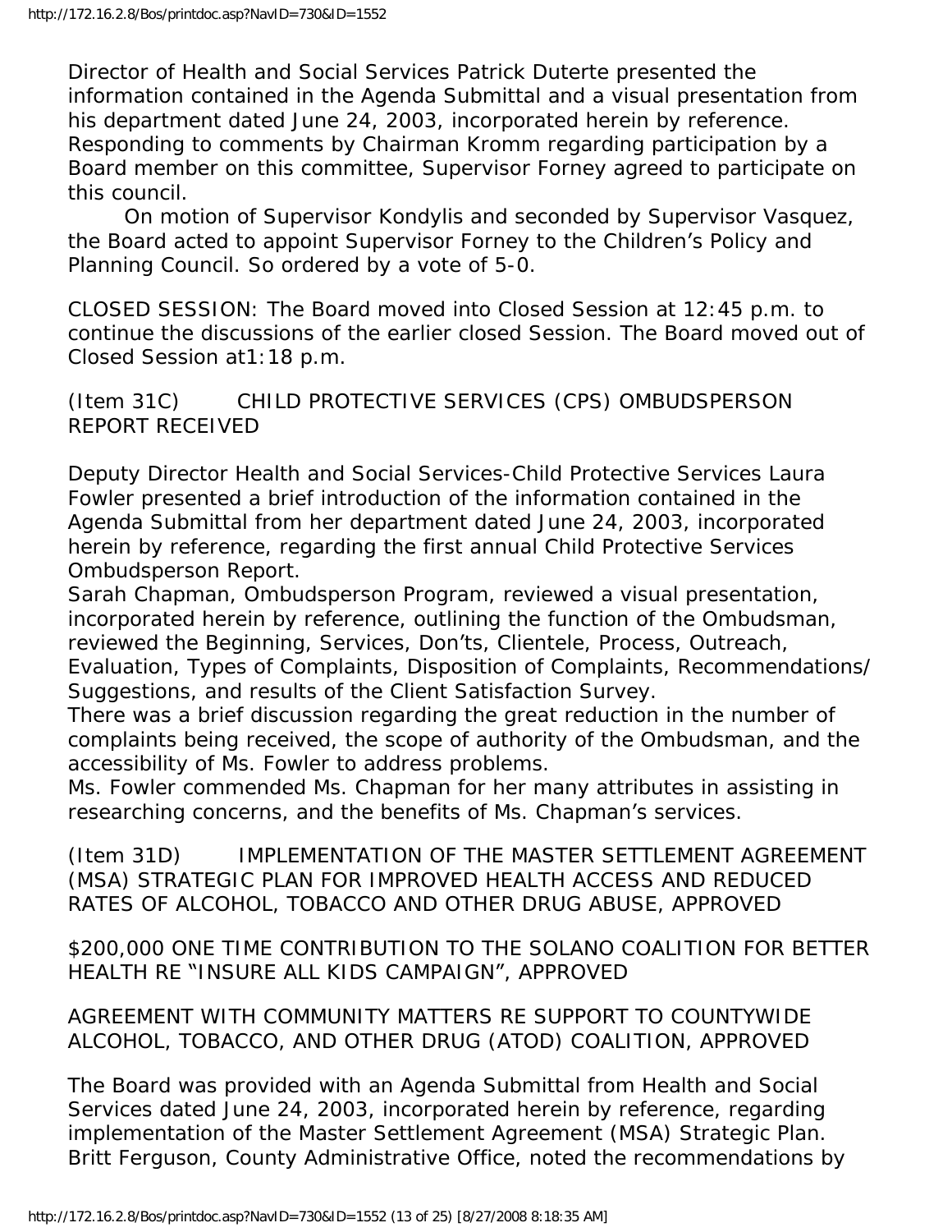Director of Health and Social Services Patrick Duterte presented the information contained in the Agenda Submittal and a visual presentation from his department dated June 24, 2003, incorporated herein by reference. Responding to comments by Chairman Kromm regarding participation by a Board member on this committee, Supervisor Forney agreed to participate on this council.

On motion of Supervisor Kondylis and seconded by Supervisor Vasquez, the Board acted to appoint Supervisor Forney to the Children's Policy and Planning Council. So ordered by a vote of 5-0.

CLOSED SESSION: The Board moved into Closed Session at 12:45 p.m. to continue the discussions of the earlier closed Session. The Board moved out of Closed Session at1:18 p.m.

(Item 31C) CHILD PROTECTIVE SERVICES (CPS) OMBUDSPERSON REPORT RECEIVED

Deputy Director Health and Social Services-Child Protective Services Laura Fowler presented a brief introduction of the information contained in the Agenda Submittal from her department dated June 24, 2003, incorporated herein by reference, regarding the first annual Child Protective Services Ombudsperson Report.

Sarah Chapman, Ombudsperson Program, reviewed a visual presentation, incorporated herein by reference, outlining the function of the Ombudsman, reviewed the Beginning, Services, Don'ts, Clientele, Process, Outreach, Evaluation, Types of Complaints, Disposition of Complaints, Recommendations/ Suggestions, and results of the Client Satisfaction Survey.

There was a brief discussion regarding the great reduction in the number of complaints being received, the scope of authority of the Ombudsman, and the accessibility of Ms. Fowler to address problems.

Ms. Fowler commended Ms. Chapman for her many attributes in assisting in researching concerns, and the benefits of Ms. Chapman's services.

(Item 31D) IMPLEMENTATION OF THE MASTER SETTLEMENT AGREEMENT (MSA) STRATEGIC PLAN FOR IMPROVED HEALTH ACCESS AND REDUCED RATES OF ALCOHOL, TOBACCO AND OTHER DRUG ABUSE, APPROVED

$200,000 ONE TIME CONTRIBUTION TO THE SOLANO COALITION FOR BETTER HEALTH RE "INSURE ALL KIDS CAMPAIGN", APPROVED

AGREEMENT WITH COMMUNITY MATTERS RE SUPPORT TO COUNTYWIDE ALCOHOL, TOBACCO, AND OTHER DRUG (ATOD) COALITION, APPROVED

The Board was provided with an Agenda Submittal from Health and Social Services dated June 24, 2003, incorporated herein by reference, regarding implementation of the Master Settlement Agreement (MSA) Strategic Plan. Britt Ferguson, County Administrative Office, noted the recommendations by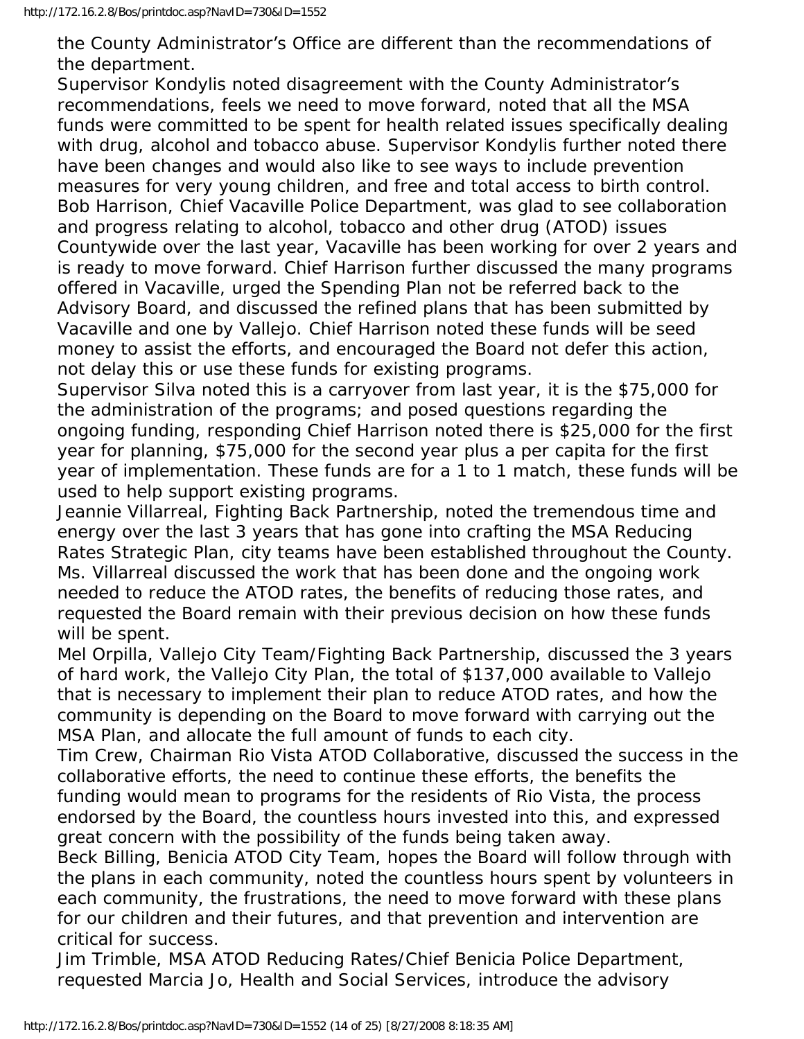the County Administrator's Office are different than the recommendations of the department.

Supervisor Kondylis noted disagreement with the County Administrator's recommendations, feels we need to move forward, noted that all the MSA funds were committed to be spent for health related issues specifically dealing with drug, alcohol and tobacco abuse. Supervisor Kondylis further noted there have been changes and would also like to see ways to include prevention measures for very young children, and free and total access to birth control.

Bob Harrison, Chief Vacaville Police Department, was glad to see collaboration and progress relating to alcohol, tobacco and other drug (ATOD) issues Countywide over the last year, Vacaville has been working for over 2 years and is ready to move forward. Chief Harrison further discussed the many programs offered in Vacaville, urged the Spending Plan not be referred back to the Advisory Board, and discussed the refined plans that has been submitted by Vacaville and one by Vallejo. Chief Harrison noted these funds will be seed money to assist the efforts, and encouraged the Board not defer this action, not delay this or use these funds for existing programs.

Supervisor Silva noted this is a carryover from last year, it is the $75,000 for the administration of the programs; and posed questions regarding the ongoing funding, responding Chief Harrison noted there is $25,000 for the first year for planning, $75,000 for the second year plus a per capita for the first year of implementation. These funds are for a 1 to 1 match, these funds will be used to help support existing programs.

Jeannie Villarreal, Fighting Back Partnership, noted the tremendous time and energy over the last 3 years that has gone into crafting the MSA Reducing Rates Strategic Plan, city teams have been established throughout the County. Ms. Villarreal discussed the work that has been done and the ongoing work needed to reduce the ATOD rates, the benefits of reducing those rates, and requested the Board remain with their previous decision on how these funds will be spent.

Mel Orpilla, Vallejo City Team/Fighting Back Partnership, discussed the 3 years of hard work, the Vallejo City Plan, the total of $137,000 available to Vallejo that is necessary to implement their plan to reduce ATOD rates, and how the community is depending on the Board to move forward with carrying out the MSA Plan, and allocate the full amount of funds to each city.

Tim Crew, Chairman Rio Vista ATOD Collaborative, discussed the success in the collaborative efforts, the need to continue these efforts, the benefits the funding would mean to programs for the residents of Rio Vista, the process endorsed by the Board, the countless hours invested into this, and expressed great concern with the possibility of the funds being taken away.

Beck Billing, Benicia ATOD City Team, hopes the Board will follow through with the plans in each community, noted the countless hours spent by volunteers in each community, the frustrations, the need to move forward with these plans for our children and their futures, and that prevention and intervention are critical for success.

Jim Trimble, MSA ATOD Reducing Rates/Chief Benicia Police Department, requested Marcia Jo, Health and Social Services, introduce the advisory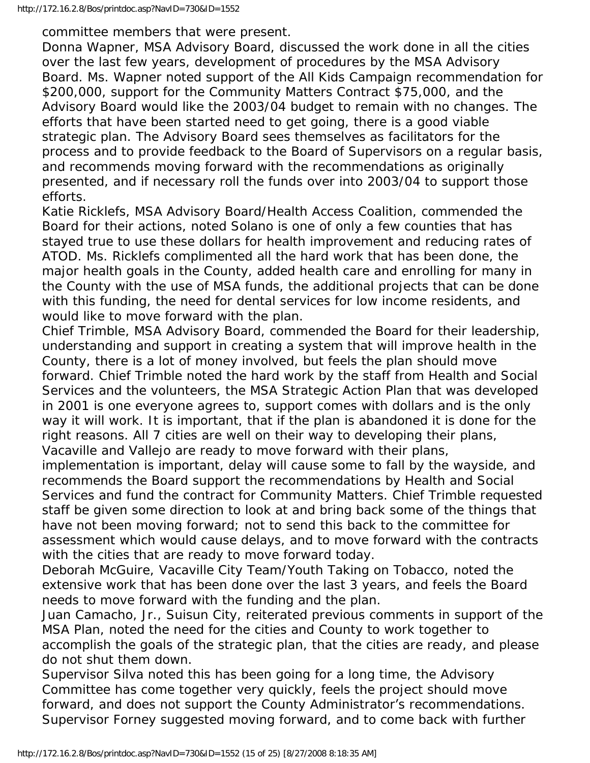committee members that were present.

Donna Wapner, MSA Advisory Board, discussed the work done in all the cities over the last few years, development of procedures by the MSA Advisory Board. Ms. Wapner noted support of the All Kids Campaign recommendation for $200,000, support for the Community Matters Contract $75,000, and the Advisory Board would like the 2003/04 budget to remain with no changes. The efforts that have been started need to get going, there is a good viable strategic plan. The Advisory Board sees themselves as facilitators for the process and to provide feedback to the Board of Supervisors on a regular basis, and recommends moving forward with the recommendations as originally presented, and if necessary roll the funds over into 2003/04 to support those efforts.

Katie Ricklefs, MSA Advisory Board/Health Access Coalition, commended the Board for their actions, noted Solano is one of only a few counties that has stayed true to use these dollars for health improvement and reducing rates of ATOD. Ms. Ricklefs complimented all the hard work that has been done, the major health goals in the County, added health care and enrolling for many in the County with the use of MSA funds, the additional projects that can be done with this funding, the need for dental services for low income residents, and would like to move forward with the plan.

Chief Trimble, MSA Advisory Board, commended the Board for their leadership, understanding and support in creating a system that will improve health in the County, there is a lot of money involved, but feels the plan should move forward. Chief Trimble noted the hard work by the staff from Health and Social Services and the volunteers, the MSA Strategic Action Plan that was developed in 2001 is one everyone agrees to, support comes with dollars and is the only way it will work. It is important, that if the plan is abandoned it is done for the right reasons. All 7 cities are well on their way to developing their plans, Vacaville and Vallejo are ready to move forward with their plans, implementation is important, delay will cause some to fall by the wayside, and recommends the Board support the recommendations by Health and Social Services and fund the contract for Community Matters. Chief Trimble requested staff be given some direction to look at and bring back some of the things that have not been moving forward; not to send this back to the committee for assessment which would cause delays, and to move forward with the contracts with the cities that are ready to move forward today.

Deborah McGuire, Vacaville City Team/Youth Taking on Tobacco, noted the extensive work that has been done over the last 3 years, and feels the Board needs to move forward with the funding and the plan.

Juan Camacho, Jr., Suisun City, reiterated previous comments in support of the MSA Plan, noted the need for the cities and County to work together to accomplish the goals of the strategic plan, that the cities are ready, and please do not shut them down.

Supervisor Silva noted this has been going for a long time, the Advisory Committee has come together very quickly, feels the project should move forward, and does not support the County Administrator's recommendations.

Supervisor Forney suggested moving forward, and to come back with further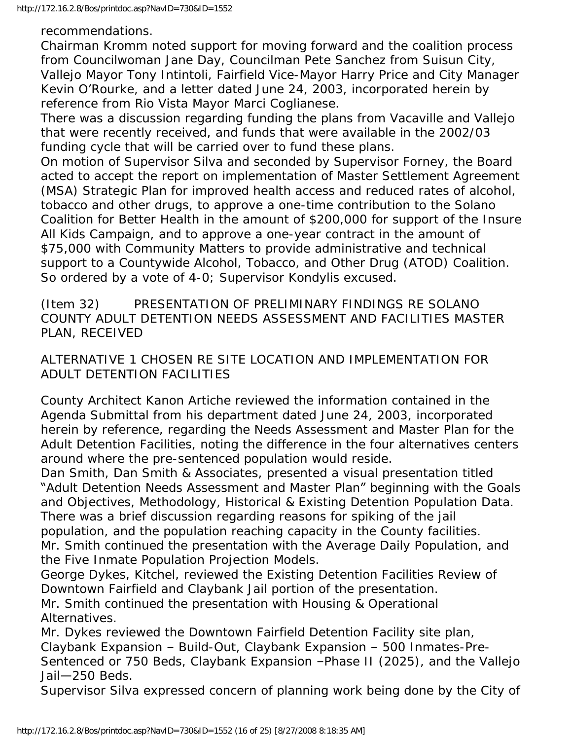recommendations.

Chairman Kromm noted support for moving forward and the coalition process from Councilwoman Jane Day, Councilman Pete Sanchez from Suisun City, Vallejo Mayor Tony Intintoli, Fairfield Vice-Mayor Harry Price and City Manager Kevin O'Rourke, and a letter dated June 24, 2003, incorporated herein by reference from Rio Vista Mayor Marci Coglianese.

There was a discussion regarding funding the plans from Vacaville and Vallejo that were recently received, and funds that were available in the 2002/03 funding cycle that will be carried over to fund these plans.

On motion of Supervisor Silva and seconded by Supervisor Forney, the Board acted to accept the report on implementation of Master Settlement Agreement (MSA) Strategic Plan for improved health access and reduced rates of alcohol, tobacco and other drugs, to approve a one-time contribution to the Solano Coalition for Better Health in the amount of $200,000 for support of the Insure All Kids Campaign, and to approve a one-year contract in the amount of $75,000 with Community Matters to provide administrative and technical support to a Countywide Alcohol, Tobacco, and Other Drug (ATOD) Coalition. So ordered by a vote of 4-0; Supervisor Kondylis excused.

(Item 32) PRESENTATION OF PRELIMINARY FINDINGS RE SOLANO COUNTY ADULT DETENTION NEEDS ASSESSMENT AND FACILITIES MASTER PLAN, RECEIVED

ALTERNATIVE 1 CHOSEN RE SITE LOCATION AND IMPLEMENTATION FOR ADULT DETENTION FACILITIES

County Architect Kanon Artiche reviewed the information contained in the Agenda Submittal from his department dated June 24, 2003, incorporated herein by reference, regarding the Needs Assessment and Master Plan for the Adult Detention Facilities, noting the difference in the four alternatives centers around where the pre-sentenced population would reside.

Dan Smith, Dan Smith & Associates, presented a visual presentation titled "Adult Detention Needs Assessment and Master Plan" beginning with the Goals and Objectives, Methodology, Historical & Existing Detention Population Data.

There was a brief discussion regarding reasons for spiking of the jail population, and the population reaching capacity in the County facilities.

Mr. Smith continued the presentation with the Average Daily Population, and the Five Inmate Population Projection Models.

George Dykes, Kitchel, reviewed the Existing Detention Facilities Review of Downtown Fairfield and Claybank Jail portion of the presentation.

Mr. Smith continued the presentation with Housing & Operational Alternatives.

Mr. Dykes reviewed the Downtown Fairfield Detention Facility site plan, Claybank Expansion – Build-Out, Claybank Expansion – 500 Inmates-Pre-Sentenced or 750 Beds, Claybank Expansion –Phase II (2025), and the Vallejo Jail—250 Beds.

Supervisor Silva expressed concern of planning work being done by the City of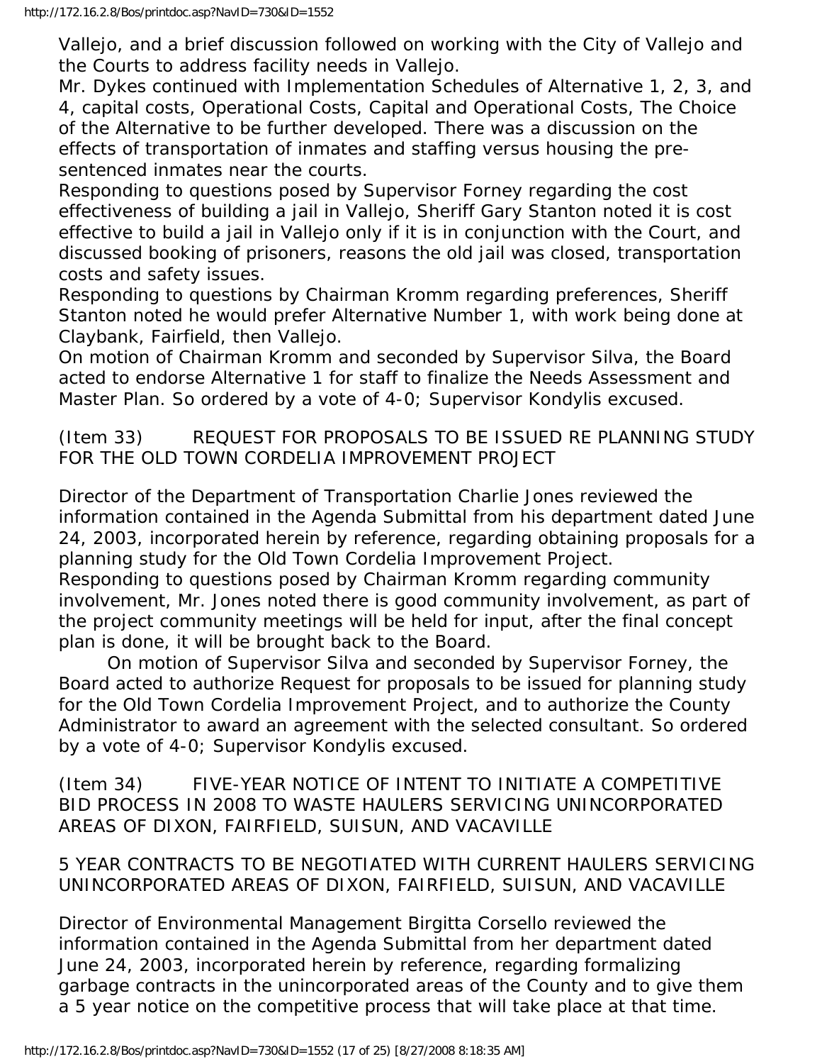Vallejo, and a brief discussion followed on working with the City of Vallejo and the Courts to address facility needs in Vallejo.

Mr. Dykes continued with Implementation Schedules of Alternative 1, 2, 3, and 4, capital costs, Operational Costs, Capital and Operational Costs, The Choice of the Alternative to be further developed. There was a discussion on the effects of transportation of inmates and staffing versus housing the pre-sentenced inmates near the courts.

Responding to questions posed by Supervisor Forney regarding the cost effectiveness of building a jail in Vallejo, Sheriff Gary Stanton noted it is cost effective to build a jail in Vallejo only if it is in conjunction with the Court, and discussed booking of prisoners, reasons the old jail was closed, transportation costs and safety issues.

Responding to questions by Chairman Kromm regarding preferences, Sheriff Stanton noted he would prefer Alternative Number 1, with work being done at Claybank, Fairfield, then Vallejo.

On motion of Chairman Kromm and seconded by Supervisor Silva, the Board acted to endorse Alternative 1 for staff to finalize the Needs Assessment and Master Plan. So ordered by a vote of 4-0; Supervisor Kondylis excused.

(Item 33) REQUEST FOR PROPOSALS TO BE ISSUED RE PLANNING STUDY FOR THE OLD TOWN CORDELIA IMPROVEMENT PROJECT

Director of the Department of Transportation Charlie Jones reviewed the information contained in the Agenda Submittal from his department dated June 24, 2003, incorporated herein by reference, regarding obtaining proposals for a planning study for the Old Town Cordelia Improvement Project.

Responding to questions posed by Chairman Kromm regarding community involvement, Mr. Jones noted there is good community involvement, as part of the project community meetings will be held for input, after the final concept plan is done, it will be brought back to the Board.

On motion of Supervisor Silva and seconded by Supervisor Forney, the Board acted to authorize Request for proposals to be issued for planning study for the Old Town Cordelia Improvement Project, and to authorize the County Administrator to award an agreement with the selected consultant. So ordered by a vote of 4-0; Supervisor Kondylis excused.

(Item 34) FIVE-YEAR NOTICE OF INTENT TO INITIATE A COMPETITIVE BID PROCESS IN 2008 TO WASTE HAULERS SERVICING UNINCORPORATED AREAS OF DIXON, FAIRFIELD, SUISUN, AND VACAVILLE

5 YEAR CONTRACTS TO BE NEGOTIATED WITH CURRENT HAULERS SERVICING UNINCORPORATED AREAS OF DIXON, FAIRFIELD, SUISUN, AND VACAVILLE

Director of Environmental Management Birgitta Corsello reviewed the information contained in the Agenda Submittal from her department dated June 24, 2003, incorporated herein by reference, regarding formalizing garbage contracts in the unincorporated areas of the County and to give them a 5 year notice on the competitive process that will take place at that time.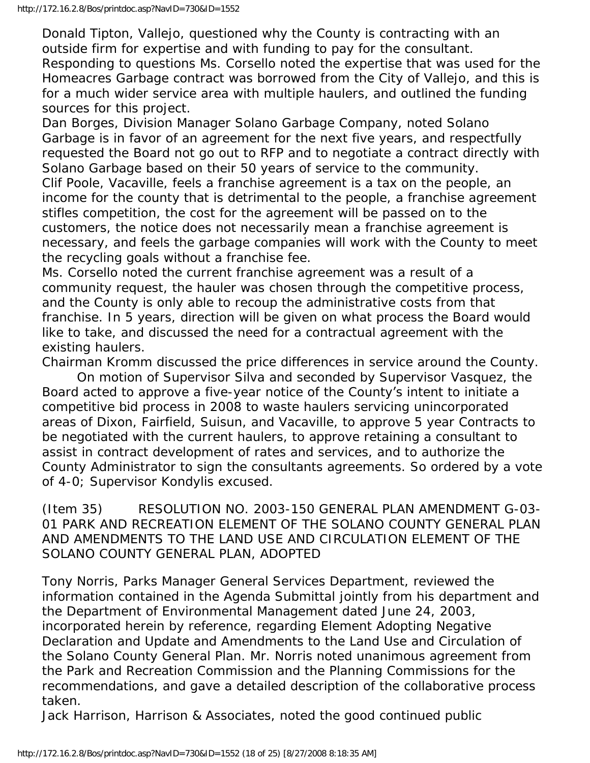Donald Tipton, Vallejo, questioned why the County is contracting with an outside firm for expertise and with funding to pay for the consultant.

Responding to questions Ms. Corsello noted the expertise that was used for the Homeacres Garbage contract was borrowed from the City of Vallejo, and this is for a much wider service area with multiple haulers, and outlined the funding sources for this project.

Dan Borges, Division Manager Solano Garbage Company, noted Solano Garbage is in favor of an agreement for the next five years, and respectfully requested the Board not go out to RFP and to negotiate a contract directly with Solano Garbage based on their 50 years of service to the community.

Clif Poole, Vacaville, feels a franchise agreement is a tax on the people, an income for the county that is detrimental to the people, a franchise agreement stifles competition, the cost for the agreement will be passed on to the customers, the notice does not necessarily mean a franchise agreement is necessary, and feels the garbage companies will work with the County to meet the recycling goals without a franchise fee.

Ms. Corsello noted the current franchise agreement was a result of a community request, the hauler was chosen through the competitive process, and the County is only able to recoup the administrative costs from that franchise. In 5 years, direction will be given on what process the Board would like to take, and discussed the need for a contractual agreement with the existing haulers.

Chairman Kromm discussed the price differences in service around the County.

On motion of Supervisor Silva and seconded by Supervisor Vasquez, the Board acted to approve a five-year notice of the County's intent to initiate a competitive bid process in 2008 to waste haulers servicing unincorporated areas of Dixon, Fairfield, Suisun, and Vacaville, to approve 5 year Contracts to be negotiated with the current haulers, to approve retaining a consultant to assist in contract development of rates and services, and to authorize the County Administrator to sign the consultants agreements. So ordered by a vote of 4-0; Supervisor Kondylis excused.

(Item 35) RESOLUTION NO. 2003-150 GENERAL PLAN AMENDMENT G-03-01 PARK AND RECREATION ELEMENT OF THE SOLANO COUNTY GENERAL PLAN AND AMENDMENTS TO THE LAND USE AND CIRCULATION ELEMENT OF THE SOLANO COUNTY GENERAL PLAN, ADOPTED

Tony Norris, Parks Manager General Services Department, reviewed the information contained in the Agenda Submittal jointly from his department and the Department of Environmental Management dated June 24, 2003, incorporated herein by reference, regarding Element Adopting Negative Declaration and Update and Amendments to the Land Use and Circulation of the Solano County General Plan. Mr. Norris noted unanimous agreement from the Park and Recreation Commission and the Planning Commissions for the recommendations, and gave a detailed description of the collaborative process taken.

Jack Harrison, Harrison & Associates, noted the good continued public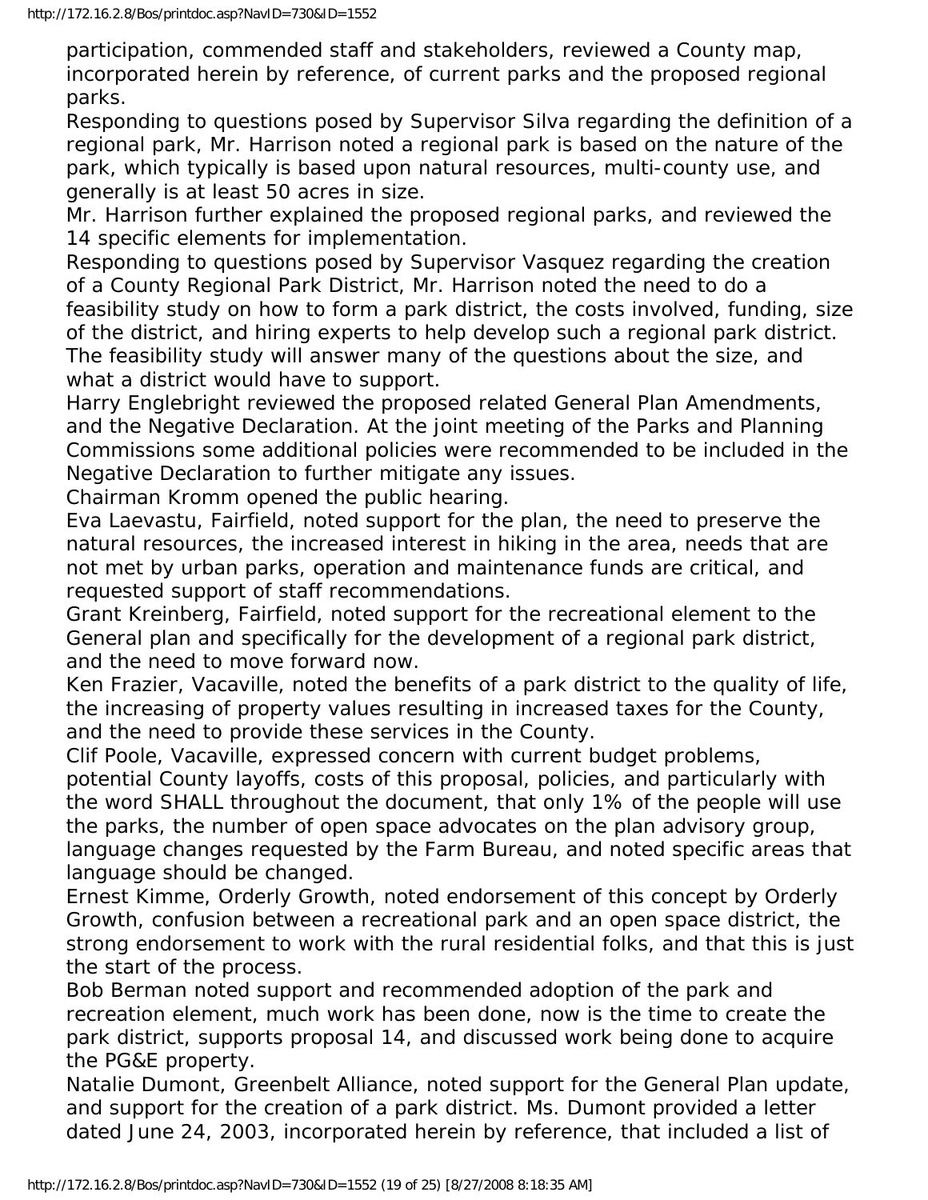participation, commended staff and stakeholders, reviewed a County map, incorporated herein by reference, of current parks and the proposed regional parks.

Responding to questions posed by Supervisor Silva regarding the definition of a regional park, Mr. Harrison noted a regional park is based on the nature of the park, which typically is based upon natural resources, multi-county use, and generally is at least 50 acres in size.

Mr. Harrison further explained the proposed regional parks, and reviewed the 14 specific elements for implementation.

Responding to questions posed by Supervisor Vasquez regarding the creation of a County Regional Park District, Mr. Harrison noted the need to do a feasibility study on how to form a park district, the costs involved, funding, size of the district, and hiring experts to help develop such a regional park district. The feasibility study will answer many of the questions about the size, and what a district would have to support.

Harry Englebright reviewed the proposed related General Plan Amendments, and the Negative Declaration. At the joint meeting of the Parks and Planning Commissions some additional policies were recommended to be included in the Negative Declaration to further mitigate any issues.

Chairman Kromm opened the public hearing.

Eva Laevastu, Fairfield, noted support for the plan, the need to preserve the natural resources, the increased interest in hiking in the area, needs that are not met by urban parks, operation and maintenance funds are critical, and requested support of staff recommendations.

Grant Kreinberg, Fairfield, noted support for the recreational element to the General plan and specifically for the development of a regional park district, and the need to move forward now.

Ken Frazier, Vacaville, noted the benefits of a park district to the quality of life, the increasing of property values resulting in increased taxes for the County, and the need to provide these services in the County.

Clif Poole, Vacaville, expressed concern with current budget problems, potential County layoffs, costs of this proposal, policies, and particularly with the word SHALL throughout the document, that only 1% of the people will use the parks, the number of open space advocates on the plan advisory group, language changes requested by the Farm Bureau, and noted specific areas that language should be changed.

Ernest Kimme, Orderly Growth, noted endorsement of this concept by Orderly Growth, confusion between a recreational park and an open space district, the strong endorsement to work with the rural residential folks, and that this is just the start of the process.

Bob Berman noted support and recommended adoption of the park and recreation element, much work has been done, now is the time to create the park district, supports proposal 14, and discussed work being done to acquire the PG&E property.

Natalie Dumont, Greenbelt Alliance, noted support for the General Plan update, and support for the creation of a park district. Ms. Dumont provided a letter dated June 24, 2003, incorporated herein by reference, that included a list of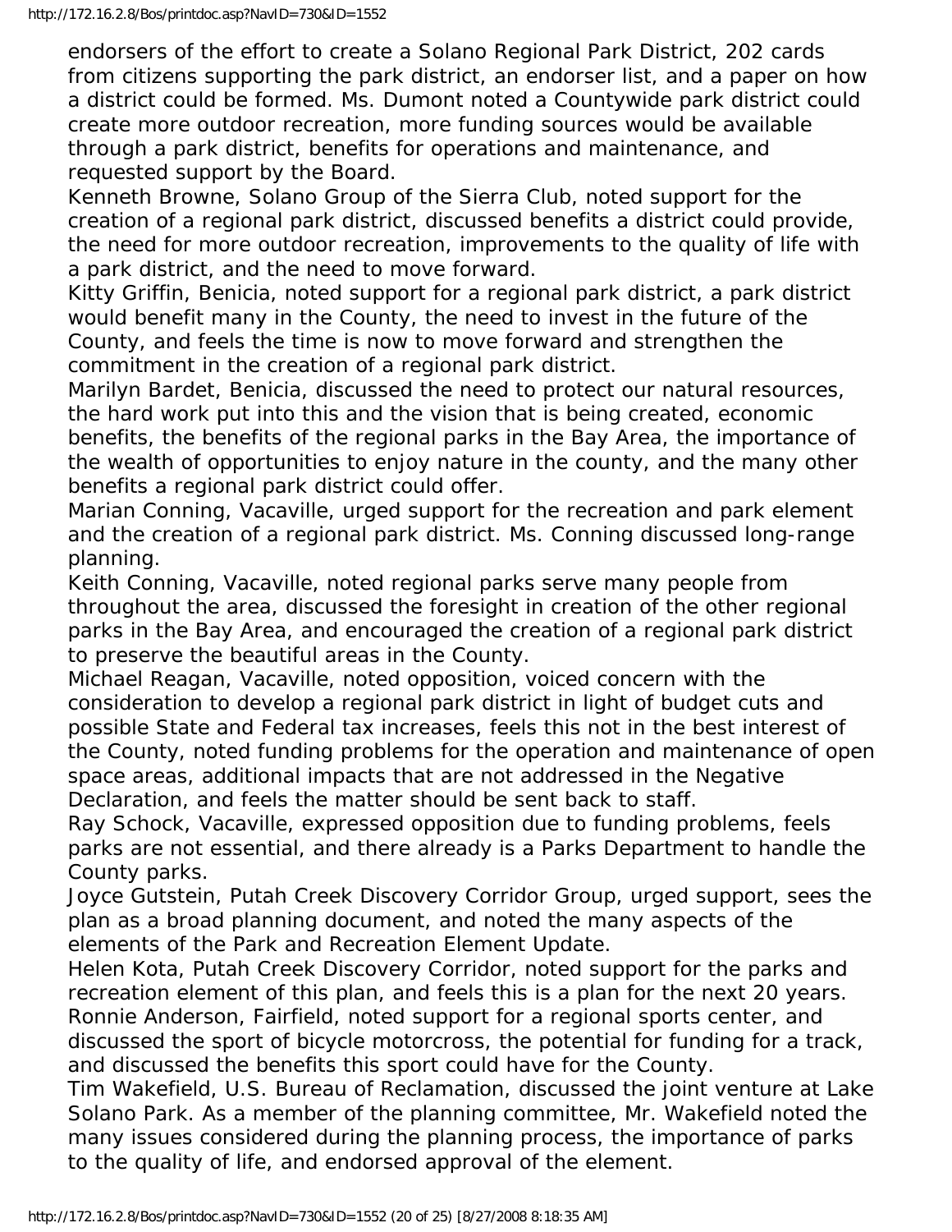endorsers of the effort to create a Solano Regional Park District, 202 cards from citizens supporting the park district, an endorser list, and a paper on how a district could be formed. Ms. Dumont noted a Countywide park district could create more outdoor recreation, more funding sources would be available through a park district, benefits for operations and maintenance, and requested support by the Board.

Kenneth Browne, Solano Group of the Sierra Club, noted support for the creation of a regional park district, discussed benefits a district could provide, the need for more outdoor recreation, improvements to the quality of life with a park district, and the need to move forward.

Kitty Griffin, Benicia, noted support for a regional park district, a park district would benefit many in the County, the need to invest in the future of the County, and feels the time is now to move forward and strengthen the commitment in the creation of a regional park district.

Marilyn Bardet, Benicia, discussed the need to protect our natural resources, the hard work put into this and the vision that is being created, economic benefits, the benefits of the regional parks in the Bay Area, the importance of the wealth of opportunities to enjoy nature in the county, and the many other benefits a regional park district could offer.

Marian Conning, Vacaville, urged support for the recreation and park element and the creation of a regional park district. Ms. Conning discussed long-range planning.

Keith Conning, Vacaville, noted regional parks serve many people from throughout the area, discussed the foresight in creation of the other regional parks in the Bay Area, and encouraged the creation of a regional park district to preserve the beautiful areas in the County.

Michael Reagan, Vacaville, noted opposition, voiced concern with the consideration to develop a regional park district in light of budget cuts and possible State and Federal tax increases, feels this not in the best interest of the County, noted funding problems for the operation and maintenance of open space areas, additional impacts that are not addressed in the Negative Declaration, and feels the matter should be sent back to staff.

Ray Schock, Vacaville, expressed opposition due to funding problems, feels parks are not essential, and there already is a Parks Department to handle the County parks.

Joyce Gutstein, Putah Creek Discovery Corridor Group, urged support, sees the plan as a broad planning document, and noted the many aspects of the elements of the Park and Recreation Element Update.

Helen Kota, Putah Creek Discovery Corridor, noted support for the parks and recreation element of this plan, and feels this is a plan for the next 20 years.

Ronnie Anderson, Fairfield, noted support for a regional sports center, and discussed the sport of bicycle motorcross, the potential for funding for a track, and discussed the benefits this sport could have for the County.

Tim Wakefield, U.S. Bureau of Reclamation, discussed the joint venture at Lake Solano Park. As a member of the planning committee, Mr. Wakefield noted the many issues considered during the planning process, the importance of parks to the quality of life, and endorsed approval of the element.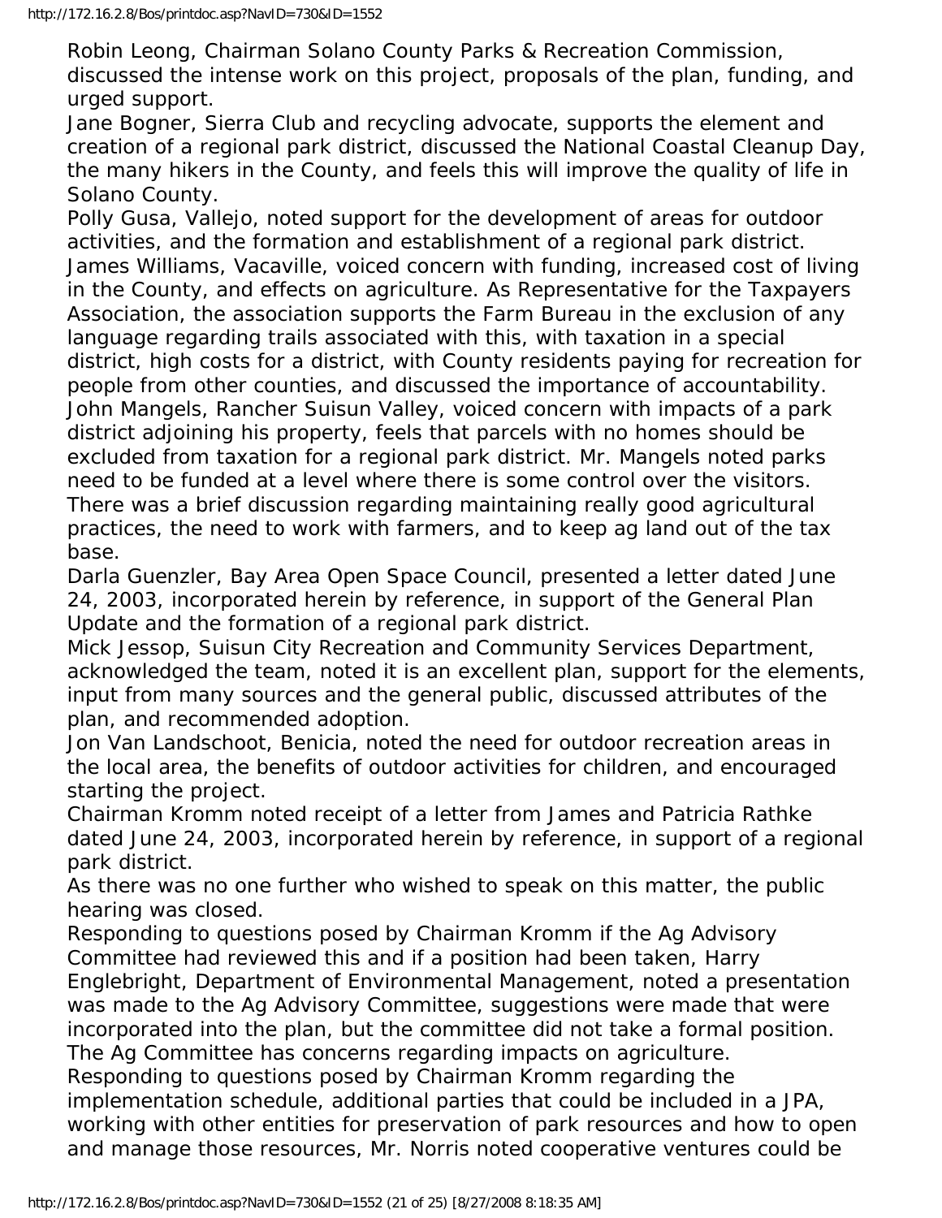Robin Leong, Chairman Solano County Parks & Recreation Commission, discussed the intense work on this project, proposals of the plan, funding, and urged support.

Jane Bogner, Sierra Club and recycling advocate, supports the element and creation of a regional park district, discussed the National Coastal Cleanup Day, the many hikers in the County, and feels this will improve the quality of life in Solano County.

Polly Gusa, Vallejo, noted support for the development of areas for outdoor activities, and the formation and establishment of a regional park district.

James Williams, Vacaville, voiced concern with funding, increased cost of living in the County, and effects on agriculture. As Representative for the Taxpayers Association, the association supports the Farm Bureau in the exclusion of any language regarding trails associated with this, with taxation in a special district, high costs for a district, with County residents paying for recreation for people from other counties, and discussed the importance of accountability.

John Mangels, Rancher Suisun Valley, voiced concern with impacts of a park district adjoining his property, feels that parcels with no homes should be excluded from taxation for a regional park district. Mr. Mangels noted parks need to be funded at a level where there is some control over the visitors. There was a brief discussion regarding maintaining really good agricultural practices, the need to work with farmers, and to keep ag land out of the tax base.

Darla Guenzler, Bay Area Open Space Council, presented a letter dated June 24, 2003, incorporated herein by reference, in support of the General Plan Update and the formation of a regional park district.

Mick Jessop, Suisun City Recreation and Community Services Department, acknowledged the team, noted it is an excellent plan, support for the elements, input from many sources and the general public, discussed attributes of the plan, and recommended adoption.

Jon Van Landschoot, Benicia, noted the need for outdoor recreation areas in the local area, the benefits of outdoor activities for children, and encouraged starting the project.

Chairman Kromm noted receipt of a letter from James and Patricia Rathke dated June 24, 2003, incorporated herein by reference, in support of a regional park district.

As there was no one further who wished to speak on this matter, the public hearing was closed.

Responding to questions posed by Chairman Kromm if the Ag Advisory Committee had reviewed this and if a position had been taken, Harry Englebright, Department of Environmental Management, noted a presentation was made to the Ag Advisory Committee, suggestions were made that were incorporated into the plan, but the committee did not take a formal position. The Ag Committee has concerns regarding impacts on agriculture.

Responding to questions posed by Chairman Kromm regarding the implementation schedule, additional parties that could be included in a JPA, working with other entities for preservation of park resources and how to open and manage those resources, Mr. Norris noted cooperative ventures could be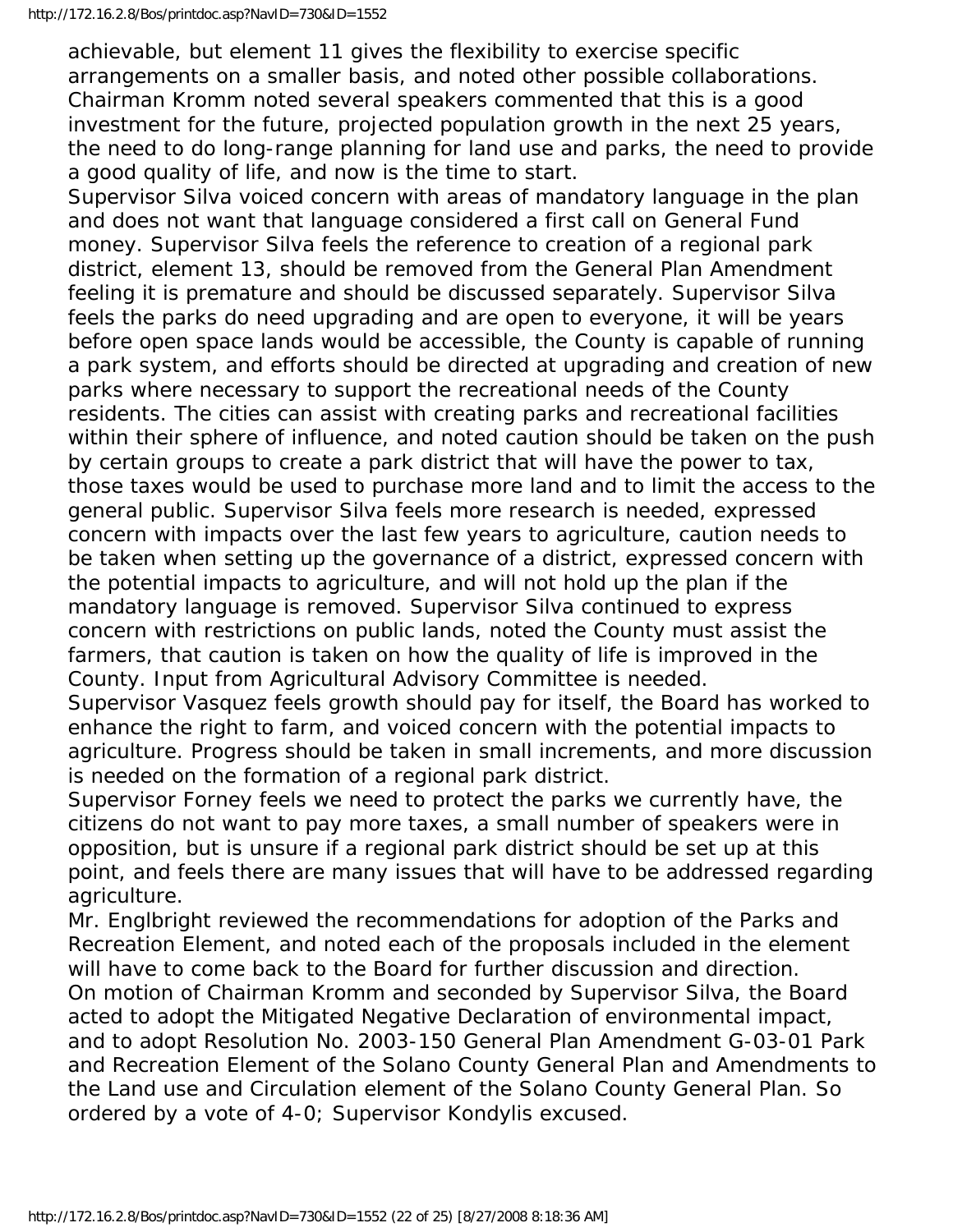achievable, but element 11 gives the flexibility to exercise specific arrangements on a smaller basis, and noted other possible collaborations. Chairman Kromm noted several speakers commented that this is a good investment for the future, projected population growth in the next 25 years, the need to do long-range planning for land use and parks, the need to provide a good quality of life, and now is the time to start.

Supervisor Silva voiced concern with areas of mandatory language in the plan and does not want that language considered a first call on General Fund money. Supervisor Silva feels the reference to creation of a regional park district, element 13, should be removed from the General Plan Amendment feeling it is premature and should be discussed separately. Supervisor Silva feels the parks do need upgrading and are open to everyone, it will be years before open space lands would be accessible, the County is capable of running a park system, and efforts should be directed at upgrading and creation of new parks where necessary to support the recreational needs of the County residents. The cities can assist with creating parks and recreational facilities within their sphere of influence, and noted caution should be taken on the push by certain groups to create a park district that will have the power to tax, those taxes would be used to purchase more land and to limit the access to the general public. Supervisor Silva feels more research is needed, expressed concern with impacts over the last few years to agriculture, caution needs to be taken when setting up the governance of a district, expressed concern with the potential impacts to agriculture, and will not hold up the plan if the mandatory language is removed. Supervisor Silva continued to express concern with restrictions on public lands, noted the County must assist the farmers, that caution is taken on how the quality of life is improved in the County. Input from Agricultural Advisory Committee is needed.

Supervisor Vasquez feels growth should pay for itself, the Board has worked to enhance the right to farm, and voiced concern with the potential impacts to agriculture. Progress should be taken in small increments, and more discussion is needed on the formation of a regional park district.

Supervisor Forney feels we need to protect the parks we currently have, the citizens do not want to pay more taxes, a small number of speakers were in opposition, but is unsure if a regional park district should be set up at this point, and feels there are many issues that will have to be addressed regarding agriculture.

Mr. Englbright reviewed the recommendations for adoption of the Parks and Recreation Element, and noted each of the proposals included in the element will have to come back to the Board for further discussion and direction.

On motion of Chairman Kromm and seconded by Supervisor Silva, the Board acted to adopt the Mitigated Negative Declaration of environmental impact, and to adopt Resolution No. 2003-150 General Plan Amendment G-03-01 Park and Recreation Element of the Solano County General Plan and Amendments to the Land use and Circulation element of the Solano County General Plan. So ordered by a vote of 4-0; Supervisor Kondylis excused.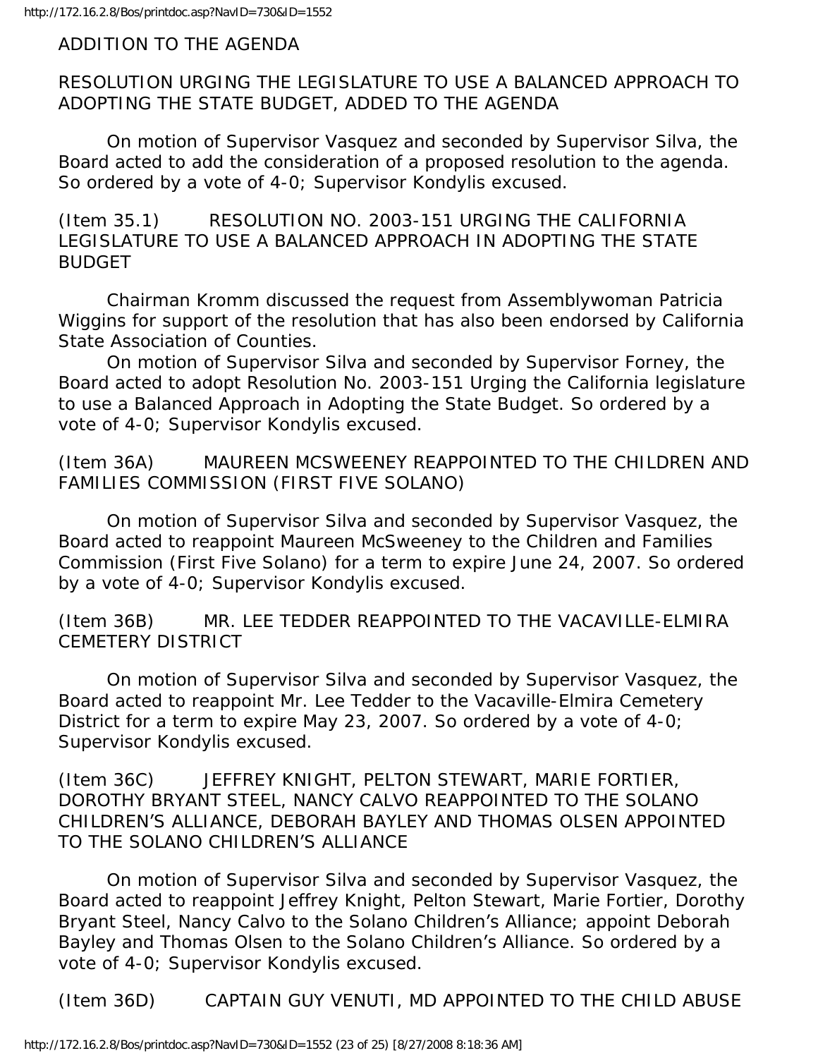ADDITION TO THE AGENDA

RESOLUTION URGING THE LEGISLATURE TO USE A BALANCED APPROACH TO ADOPTING THE STATE BUDGET, ADDED TO THE AGENDA

On motion of Supervisor Vasquez and seconded by Supervisor Silva, the Board acted to add the consideration of a proposed resolution to the agenda. So ordered by a vote of 4-0; Supervisor Kondylis excused.

(Item 35.1) RESOLUTION NO. 2003-151 URGING THE CALIFORNIA LEGISLATURE TO USE A BALANCED APPROACH IN ADOPTING THE STATE BUDGET

Chairman Kromm discussed the request from Assemblywoman Patricia Wiggins for support of the resolution that has also been endorsed by California State Association of Counties.

On motion of Supervisor Silva and seconded by Supervisor Forney, the Board acted to adopt Resolution No. 2003-151 Urging the California legislature to use a Balanced Approach in Adopting the State Budget. So ordered by a vote of 4-0; Supervisor Kondylis excused.

(Item 36A) MAUREEN MCSWEENEY REAPPOINTED TO THE CHILDREN AND FAMILIES COMMISSION (FIRST FIVE SOLANO)

On motion of Supervisor Silva and seconded by Supervisor Vasquez, the Board acted to reappoint Maureen McSweeney to the Children and Families Commission (First Five Solano) for a term to expire June 24, 2007. So ordered by a vote of 4-0; Supervisor Kondylis excused.

(Item 36B) MR. LEE TEDDER REAPPOINTED TO THE VACAVILLE-ELMIRA CEMETERY DISTRICT

On motion of Supervisor Silva and seconded by Supervisor Vasquez, the Board acted to reappoint Mr. Lee Tedder to the Vacaville-Elmira Cemetery District for a term to expire May 23, 2007. So ordered by a vote of 4-0; Supervisor Kondylis excused.

(Item 36C) JEFFREY KNIGHT, PELTON STEWART, MARIE FORTIER, DOROTHY BRYANT STEEL, NANCY CALVO REAPPOINTED TO THE SOLANO CHILDREN'S ALLIANCE, DEBORAH BAYLEY AND THOMAS OLSEN APPOINTED TO THE SOLANO CHILDREN'S ALLIANCE

On motion of Supervisor Silva and seconded by Supervisor Vasquez, the Board acted to reappoint Jeffrey Knight, Pelton Stewart, Marie Fortier, Dorothy Bryant Steel, Nancy Calvo to the Solano Children's Alliance; appoint Deborah Bayley and Thomas Olsen to the Solano Children's Alliance. So ordered by a vote of 4-0; Supervisor Kondylis excused.

(Item 36D) CAPTAIN GUY VENUTI, MD APPOINTED TO THE CHILD ABUSE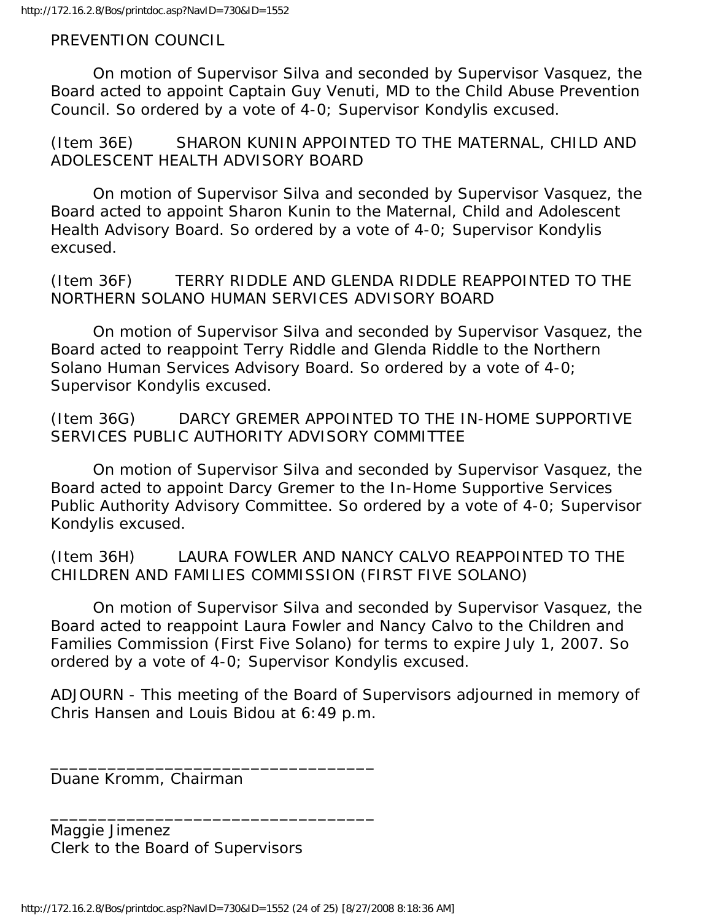PREVENTION COUNCIL

On motion of Supervisor Silva and seconded by Supervisor Vasquez, the Board acted to appoint Captain Guy Venuti, MD to the Child Abuse Prevention Council. So ordered by a vote of 4-0; Supervisor Kondylis excused.

(Item 36E) SHARON KUNIN APPOINTED TO THE MATERNAL, CHILD AND ADOLESCENT HEALTH ADVISORY BOARD

On motion of Supervisor Silva and seconded by Supervisor Vasquez, the Board acted to appoint Sharon Kunin to the Maternal, Child and Adolescent Health Advisory Board. So ordered by a vote of 4-0; Supervisor Kondylis excused.

(Item 36F) TERRY RIDDLE AND GLENDA RIDDLE REAPPOINTED TO THE NORTHERN SOLANO HUMAN SERVICES ADVISORY BOARD

On motion of Supervisor Silva and seconded by Supervisor Vasquez, the Board acted to reappoint Terry Riddle and Glenda Riddle to the Northern Solano Human Services Advisory Board. So ordered by a vote of 4-0; Supervisor Kondylis excused.

(Item 36G) DARCY GREMER APPOINTED TO THE IN-HOME SUPPORTIVE SERVICES PUBLIC AUTHORITY ADVISORY COMMITTEE

On motion of Supervisor Silva and seconded by Supervisor Vasquez, the Board acted to appoint Darcy Gremer to the In-Home Supportive Services Public Authority Advisory Committee. So ordered by a vote of 4-0; Supervisor Kondylis excused.

(Item 36H) LAURA FOWLER AND NANCY CALVO REAPPOINTED TO THE CHILDREN AND FAMILIES COMMISSION (FIRST FIVE SOLANO)

On motion of Supervisor Silva and seconded by Supervisor Vasquez, the Board acted to reappoint Laura Fowler and Nancy Calvo to the Children and Families Commission (First Five Solano) for terms to expire July 1, 2007. So ordered by a vote of 4-0; Supervisor Kondylis excused.

ADJOURN - This meeting of the Board of Supervisors adjourned in memory of Chris Hansen and Louis Bidou at 6:49 p.m.

__________________________________
Duane Kromm, Chairman

__________________________________
Maggie Jimenez
Clerk to the Board of Supervisors